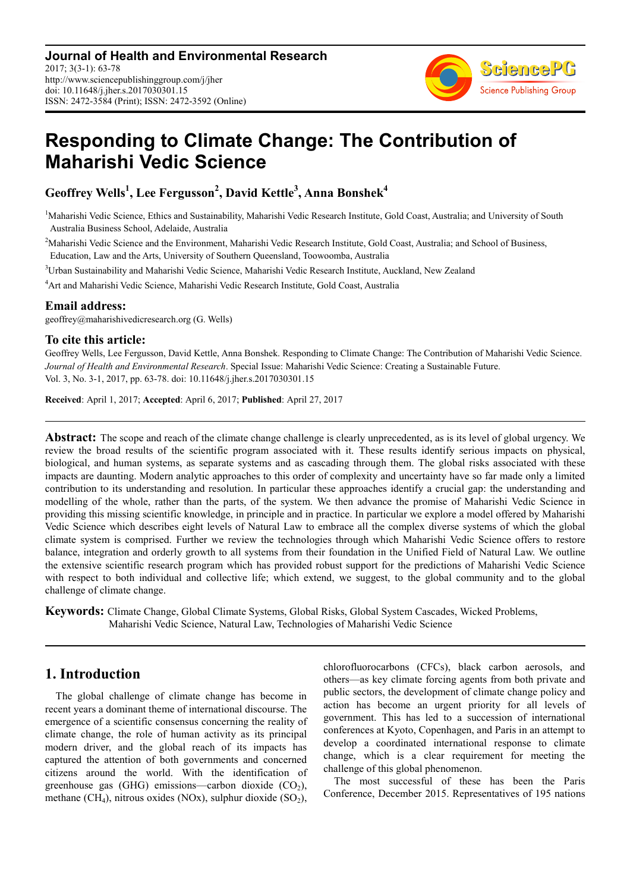**Journal of Health and Environmental Research**
2017; 3(3-1): 63-78
http://www.sciencepublishinggroup.com/j/jher
doi: 10.11648/j.jher.s.2017030301.15
ISSN: 2472-3584 (Print); ISSN: 2472-3592 (Online)

# Responding to Climate Change: The Contribution of Maharishi Vedic Science

**Geoffrey Wells[1], Lee Fergusson[2], David Kettle[3], Anna Bonshek[4]**

[1]Maharishi Vedic Science, Ethics and Sustainability, Maharishi Vedic Research Institute, Gold Coast, Australia; and University of South Australia Business School, Adelaide, Australia

[2]Maharishi Vedic Science and the Environment, Maharishi Vedic Research Institute, Gold Coast, Australia; and School of Business, Education, Law and the Arts, University of Southern Queensland, Toowoomba, Australia

[3]Urban Sustainability and Maharishi Vedic Science, Maharishi Vedic Research Institute, Auckland, New Zealand

[4]Art and Maharishi Vedic Science, Maharishi Vedic Research Institute, Gold Coast, Australia

### Email address:

geoffrey@maharishivedicresearch.org (G. Wells)

### To cite this article:

Geoffrey Wells, Lee Fergusson, David Kettle, Anna Bonshek. Responding to Climate Change: The Contribution of Maharishi Vedic Science. *Journal of Health and Environmental Research*. Special Issue: Maharishi Vedic Science: Creating a Sustainable Future. Vol. 3, No. 3-1, 2017, pp. 63-78. doi: 10.11648/j.jher.s.2017030301.15

**Received**: April 1, 2017; **Accepted**: April 6, 2017; **Published**: April 27, 2017

---

**Abstract:** The scope and reach of the climate change challenge is clearly unprecedented, as is its level of global urgency. We review the broad results of the scientific program associated with it. These results identify serious impacts on physical, biological, and human systems, as separate systems and as cascading through them. The global risks associated with these impacts are daunting. Modern analytic approaches to this order of complexity and uncertainty have so far made only a limited contribution to its understanding and resolution. In particular these approaches identify a crucial gap: the understanding and modelling of the whole, rather than the parts, of the system. We then advance the promise of Maharishi Vedic Science in providing this missing scientific knowledge, in principle and in practice. In particular we explore a model offered by Maharishi Vedic Science which describes eight levels of Natural Law to embrace all the complex diverse systems of which the global climate system is comprised. Further we review the technologies through which Maharishi Vedic Science offers to restore balance, integration and orderly growth to all systems from their foundation in the Unified Field of Natural Law. We outline the extensive scientific research program which has provided robust support for the predictions of Maharishi Vedic Science with respect to both individual and collective life; which extend, we suggest, to the global community and to the global challenge of climate change.

**Keywords:** Climate Change, Global Climate Systems, Global Risks, Global System Cascades, Wicked Problems, Maharishi Vedic Science, Natural Law, Technologies of Maharishi Vedic Science

---

## 1. Introduction

The global challenge of climate change has become in recent years a dominant theme of international discourse. The emergence of a scientific consensus concerning the reality of climate change, the role of human activity as its principal modern driver, and the global reach of its impacts has captured the attention of both governments and concerned citizens around the world. With the identification of greenhouse gas (GHG) emissions—carbon dioxide ($CO_2$), methane ($CH_4$), nitrous oxides (NOx), sulphur dioxide ($SO_2$), chlorofluorocarbons (CFCs), black carbon aerosols, and others—as key climate forcing agents from both private and public sectors, the development of climate change policy and action has become an urgent priority for all levels of government. This has led to a succession of international conferences at Kyoto, Copenhagen, and Paris in an attempt to develop a coordinated international response to climate change, which is a clear requirement for meeting the challenge of this global phenomenon.

The most successful of these has been the Paris Conference, December 2015. Representatives of 195 nations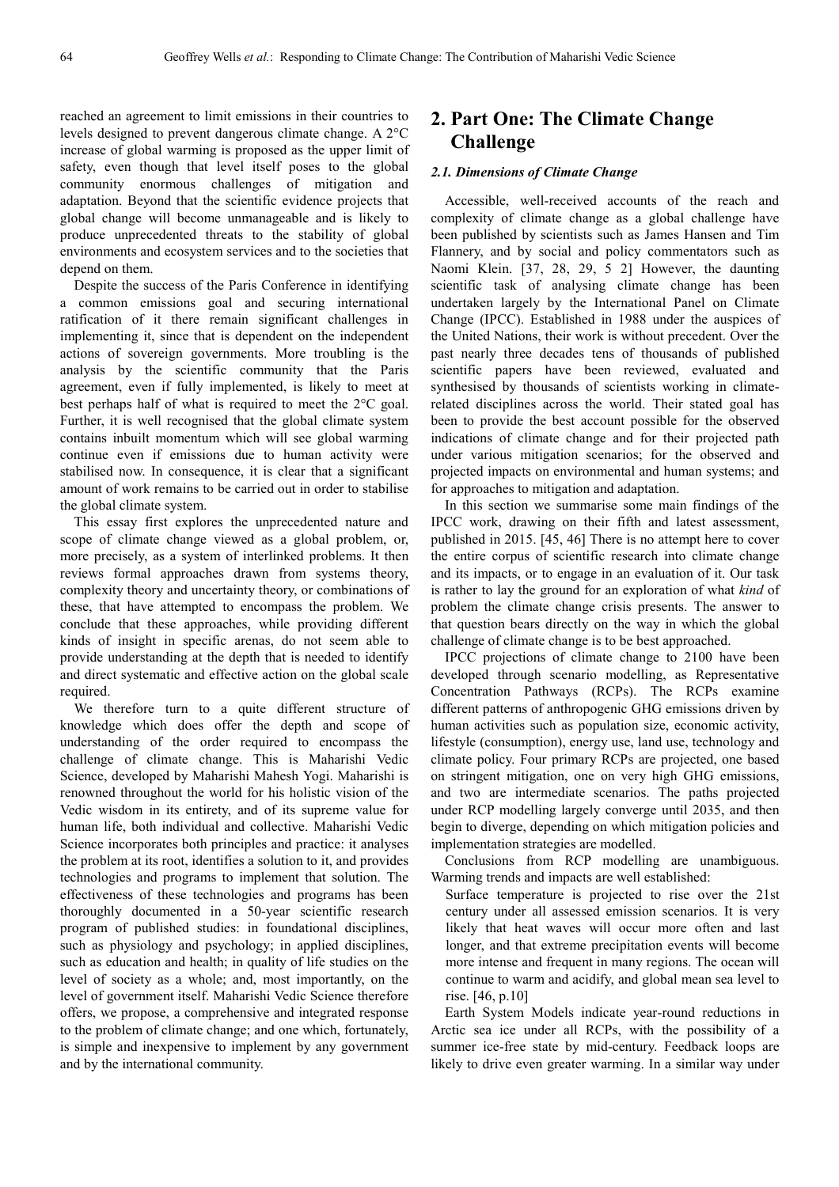reached an agreement to limit emissions in their countries to levels designed to prevent dangerous climate change. A 2°C increase of global warming is proposed as the upper limit of safety, even though that level itself poses to the global community enormous challenges of mitigation and adaptation. Beyond that the scientific evidence projects that global change will become unmanageable and is likely to produce unprecedented threats to the stability of global environments and ecosystem services and to the societies that depend on them.

Despite the success of the Paris Conference in identifying a common emissions goal and securing international ratification of it there remain significant challenges in implementing it, since that is dependent on the independent actions of sovereign governments. More troubling is the analysis by the scientific community that the Paris agreement, even if fully implemented, is likely to meet at best perhaps half of what is required to meet the 2°C goal. Further, it is well recognised that the global climate system contains inbuilt momentum which will see global warming continue even if emissions due to human activity were stabilised now. In consequence, it is clear that a significant amount of work remains to be carried out in order to stabilise the global climate system.

This essay first explores the unprecedented nature and scope of climate change viewed as a global problem, or, more precisely, as a system of interlinked problems. It then reviews formal approaches drawn from systems theory, complexity theory and uncertainty theory, or combinations of these, that have attempted to encompass the problem. We conclude that these approaches, while providing different kinds of insight in specific arenas, do not seem able to provide understanding at the depth that is needed to identify and direct systematic and effective action on the global scale required.

We therefore turn to a quite different structure of knowledge which does offer the depth and scope of understanding of the order required to encompass the challenge of climate change. This is Maharishi Vedic Science, developed by Maharishi Mahesh Yogi. Maharishi is renowned throughout the world for his holistic vision of the Vedic wisdom in its entirety, and of its supreme value for human life, both individual and collective. Maharishi Vedic Science incorporates both principles and practice: it analyses the problem at its root, identifies a solution to it, and provides technologies and programs to implement that solution. The effectiveness of these technologies and programs has been thoroughly documented in a 50-year scientific research program of published studies: in foundational disciplines, such as physiology and psychology; in applied disciplines, such as education and health; in quality of life studies on the level of society as a whole; and, most importantly, on the level of government itself. Maharishi Vedic Science therefore offers, we propose, a comprehensive and integrated response to the problem of climate change; and one which, fortunately, is simple and inexpensive to implement by any government and by the international community.

## 2. Part One: The Climate Change Challenge

### *2.1. Dimensions of Climate Change*

Accessible, well-received accounts of the reach and complexity of climate change as a global challenge have been published by scientists such as James Hansen and Tim Flannery, and by social and policy commentators such as Naomi Klein. [37, 28, 29, 5 2] However, the daunting scientific task of analysing climate change has been undertaken largely by the International Panel on Climate Change (IPCC). Established in 1988 under the auspices of the United Nations, their work is without precedent. Over the past nearly three decades tens of thousands of published scientific papers have been reviewed, evaluated and synthesised by thousands of scientists working in climate-related disciplines across the world. Their stated goal has been to provide the best account possible for the observed indications of climate change and for their projected path under various mitigation scenarios; for the observed and projected impacts on environmental and human systems; and for approaches to mitigation and adaptation.

In this section we summarise some main findings of the IPCC work, drawing on their fifth and latest assessment, published in 2015. [45, 46] There is no attempt here to cover the entire corpus of scientific research into climate change and its impacts, or to engage in an evaluation of it. Our task is rather to lay the ground for an exploration of what *kind* of problem the climate change crisis presents. The answer to that question bears directly on the way in which the global challenge of climate change is to be best approached.

IPCC projections of climate change to 2100 have been developed through scenario modelling, as Representative Concentration Pathways (RCPs). The RCPs examine different patterns of anthropogenic GHG emissions driven by human activities such as population size, economic activity, lifestyle (consumption), energy use, land use, technology and climate policy. Four primary RCPs are projected, one based on stringent mitigation, one on very high GHG emissions, and two are intermediate scenarios. The paths projected under RCP modelling largely converge until 2035, and then begin to diverge, depending on which mitigation policies and implementation strategies are modelled.

Conclusions from RCP modelling are unambiguous. Warming trends and impacts are well established:

> Surface temperature is projected to rise over the 21st century under all assessed emission scenarios. It is very likely that heat waves will occur more often and last longer, and that extreme precipitation events will become more intense and frequent in many regions. The ocean will continue to warm and acidify, and global mean sea level to rise. [46, p.10]

Earth System Models indicate year-round reductions in Arctic sea ice under all RCPs, with the possibility of a summer ice-free state by mid-century. Feedback loops are likely to drive even greater warming. In a similar way under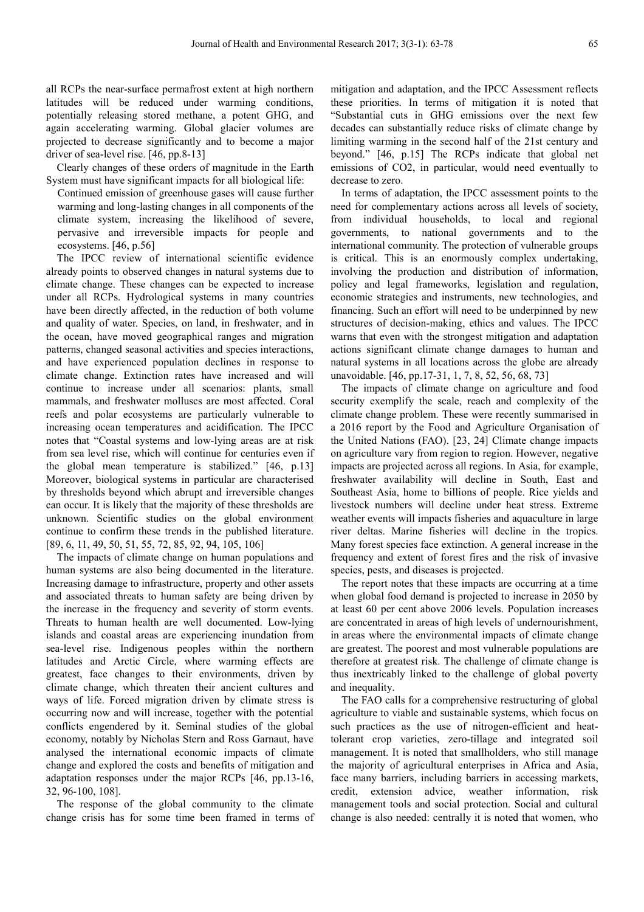all RCPs the near-surface permafrost extent at high northern latitudes will be reduced under warming conditions, potentially releasing stored methane, a potent GHG, and again accelerating warming. Global glacier volumes are projected to decrease significantly and to become a major driver of sea-level rise. [46, pp.8-13]

Clearly changes of these orders of magnitude in the Earth System must have significant impacts for all biological life:

> Continued emission of greenhouse gases will cause further warming and long-lasting changes in all components of the climate system, increasing the likelihood of severe, pervasive and irreversible impacts for people and ecosystems. [46, p.56]

The IPCC review of international scientific evidence already points to observed changes in natural systems due to climate change. These changes can be expected to increase under all RCPs. Hydrological systems in many countries have been directly affected, in the reduction of both volume and quality of water. Species, on land, in freshwater, and in the ocean, have moved geographical ranges and migration patterns, changed seasonal activities and species interactions, and have experienced population declines in response to climate change. Extinction rates have increased and will continue to increase under all scenarios: plants, small mammals, and freshwater molluscs are most affected. Coral reefs and polar ecosystems are particularly vulnerable to increasing ocean temperatures and acidification. The IPCC notes that "Coastal systems and low-lying areas are at risk from sea level rise, which will continue for centuries even if the global mean temperature is stabilized." [46, p.13] Moreover, biological systems in particular are characterised by thresholds beyond which abrupt and irreversible changes can occur. It is likely that the majority of these thresholds are unknown. Scientific studies on the global environment continue to confirm these trends in the published literature. [89, 6, 11, 49, 50, 51, 55, 72, 85, 92, 94, 105, 106]

The impacts of climate change on human populations and human systems are also being documented in the literature. Increasing damage to infrastructure, property and other assets and associated threats to human safety are being driven by the increase in the frequency and severity of storm events. Threats to human health are well documented. Low-lying islands and coastal areas are experiencing inundation from sea-level rise. Indigenous peoples within the northern latitudes and Arctic Circle, where warming effects are greatest, face changes to their environments, driven by climate change, which threaten their ancient cultures and ways of life. Forced migration driven by climate stress is occurring now and will increase, together with the potential conflicts engendered by it. Seminal studies of the global economy, notably by Nicholas Stern and Ross Garnaut, have analysed the international economic impacts of climate change and explored the costs and benefits of mitigation and adaptation responses under the major RCPs [46, pp.13-16, 32, 96-100, 108].

The response of the global community to the climate change crisis has for some time been framed in terms of mitigation and adaptation, and the IPCC Assessment reflects these priorities. In terms of mitigation it is noted that "Substantial cuts in GHG emissions over the next few decades can substantially reduce risks of climate change by limiting warming in the second half of the 21st century and beyond." [46, p.15] The RCPs indicate that global net emissions of $CO_2$, in particular, would need eventually to decrease to zero.

In terms of adaptation, the IPCC assessment points to the need for complementary actions across all levels of society, from individual households, to local and regional governments, to national governments and to the international community. The protection of vulnerable groups is critical. This is an enormously complex undertaking, involving the production and distribution of information, policy and legal frameworks, legislation and regulation, economic strategies and instruments, new technologies, and financing. Such an effort will need to be underpinned by new structures of decision-making, ethics and values. The IPCC warns that even with the strongest mitigation and adaptation actions significant climate change damages to human and natural systems in all locations across the globe are already unavoidable. [46, pp.17-31, 1, 7, 8, 52, 56, 68, 73]

The impacts of climate change on agriculture and food security exemplify the scale, reach and complexity of the climate change problem. These were recently summarised in a 2016 report by the Food and Agriculture Organisation of the United Nations (FAO). [23, 24] Climate change impacts on agriculture vary from region to region. However, negative impacts are projected across all regions. In Asia, for example, freshwater availability will decline in South, East and Southeast Asia, home to billions of people. Rice yields and livestock numbers will decline under heat stress. Extreme weather events will impacts fisheries and aquaculture in large river deltas. Marine fisheries will decline in the tropics. Many forest species face extinction. A general increase in the frequency and extent of forest fires and the risk of invasive species, pests, and diseases is projected.

The report notes that these impacts are occurring at a time when global food demand is projected to increase in 2050 by at least 60 per cent above 2006 levels. Population increases are concentrated in areas of high levels of undernourishment, in areas where the environmental impacts of climate change are greatest. The poorest and most vulnerable populations are therefore at greatest risk. The challenge of climate change is thus inextricably linked to the challenge of global poverty and inequality.

The FAO calls for a comprehensive restructuring of global agriculture to viable and sustainable systems, which focus on such practices as the use of nitrogen-efficient and heat-tolerant crop varieties, zero-tillage and integrated soil management. It is noted that smallholders, who still manage the majority of agricultural enterprises in Africa and Asia, face many barriers, including barriers in accessing markets, credit, extension advice, weather information, risk management tools and social protection. Social and cultural change is also needed: centrally it is noted that women, who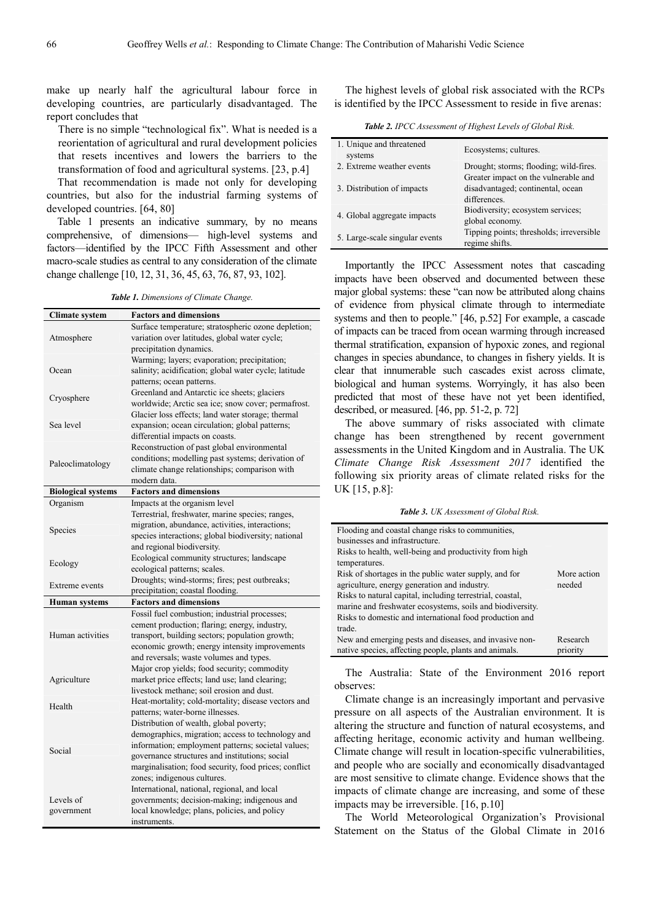make up nearly half the agricultural labour force in developing countries, are particularly disadvantaged. The report concludes that

> There is no simple "technological fix". What is needed is a reorientation of agricultural and rural development policies that resets incentives and lowers the barriers to the transformation of food and agricultural systems. [23, p.4]

That recommendation is made not only for developing countries, but also for the industrial farming systems of developed countries. [64, 80]

Table 1 presents an indicative summary, by no means comprehensive, of dimensions— high-level systems and factors—identified by the IPCC Fifth Assessment and other macro-scale studies as central to any consideration of the climate change challenge [10, 12, 31, 36, 45, 63, 76, 87, 93, 102].

*Table 1. Dimensions of Climate Change.*

| Climate system | Factors and dimensions |
|---|---|
| Atmosphere | Surface temperature; stratospheric ozone depletion; variation over latitudes, global water cycle; precipitation dynamics. |
| Ocean | Warming; layers; evaporation; precipitation; salinity; acidification; global water cycle; latitude patterns; ocean patterns. |
| Cryosphere | Greenland and Antarctic ice sheets; glaciers worldwide; Arctic sea ice; snow cover; permafrost. |
| Sea level | Glacier loss effects; land water storage; thermal expansion; ocean circulation; global patterns; differential impacts on coasts. |
| Paleoclimatology | Reconstruction of past global environmental conditions; modelling past systems; derivation of climate change relationships; comparison with modern data. |
| **Biological systems** | **Factors and dimensions** |
| Organism | Impacts at the organism level |
| Species | Terrestrial, freshwater, marine species; ranges, migration, abundance, activities, interactions; species interactions; global biodiversity; national and regional biodiversity. |
| Ecology | Ecological community structures; landscape ecological patterns; scales. |
| Extreme events | Droughts; wind-storms; fires; pest outbreaks; precipitation; coastal flooding. |
| **Human systems** | **Factors and dimensions** |
| Human activities | Fossil fuel combustion; industrial processes; cement production; flaring; energy, industry, transport, building sectors; population growth; economic growth; energy intensity improvements and reversals; waste volumes and types. |
| Agriculture | Major crop yields; food security; commodity market price effects; land use; land clearing; livestock methane; soil erosion and dust. |
| Health | Heat-mortality; cold-mortality; disease vectors and patterns; water-borne illnesses. |
| Social | Distribution of wealth, global poverty; demographics, migration; access to technology and information; employment patterns; societal values; governance structures and institutions; social marginalisation; food security, food prices; conflict zones; indigenous cultures. |
| Levels of government | International, national, regional, and local governments; decision-making; indigenous and local knowledge; plans, policies, and policy instruments. |

The highest levels of global risk associated with the RCPs is identified by the IPCC Assessment to reside in five arenas:

*Table 2. IPCC Assessment of Highest Levels of Global Risk.*

| | |
|---|---|
| 1. Unique and threatened systems | Ecosystems; cultures. |
| 2. Extreme weather events | Drought; storms; flooding; wild-fires. |
| 3. Distribution of impacts | Greater impact on the vulnerable and disadvantaged; continental, ocean differences. |
| 4. Global aggregate impacts | Biodiversity; ecosystem services; global economy. |
| 5. Large-scale singular events | Tipping points; thresholds; irreversible regime shifts. |

Importantly the IPCC Assessment notes that cascading impacts have been observed and documented between these major global systems: these "can now be attributed along chains of evidence from physical climate through to intermediate systems and then to people." [46, p.52] For example, a cascade of impacts can be traced from ocean warming through increased thermal stratification, expansion of hypoxic zones, and regional changes in species abundance, to changes in fishery yields. It is clear that innumerable such cascades exist across climate, biological and human systems. Worryingly, it has also been predicted that most of these have not yet been identified, described, or measured. [46, pp. 51-2, p. 72]

The above summary of risks associated with climate change has been strengthened by recent government assessments in the United Kingdom and in Australia. The UK *Climate Change Risk Assessment 2017* identified the following six priority areas of climate related risks for the UK [15, p.8]:

*Table 3. UK Assessment of Global Risk.*

| | |
|---|---|
| Flooding and coastal change risks to communities, businesses and infrastructure. | More action needed |
| Risks to health, well-being and productivity from high temperatures. | |
| Risk of shortages in the public water supply, and for agriculture, energy generation and industry. | |
| Risks to natural capital, including terrestrial, coastal, marine and freshwater ecosystems, soils and biodiversity. | |
| Risks to domestic and international food production and trade. | |
| New and emerging pests and diseases, and invasive non-native species, affecting people, plants and animals. | Research priority |

The Australia: State of the Environment 2016 report observes:

> Climate change is an increasingly important and pervasive pressure on all aspects of the Australian environment. It is altering the structure and function of natural ecosystems, and affecting heritage, economic activity and human wellbeing. Climate change will result in location-specific vulnerabilities, and people who are socially and economically disadvantaged are most sensitive to climate change. Evidence shows that the impacts of climate change are increasing, and some of these impacts may be irreversible. [16, p.10]

The World Meteorological Organization's Provisional Statement on the Status of the Global Climate in 2016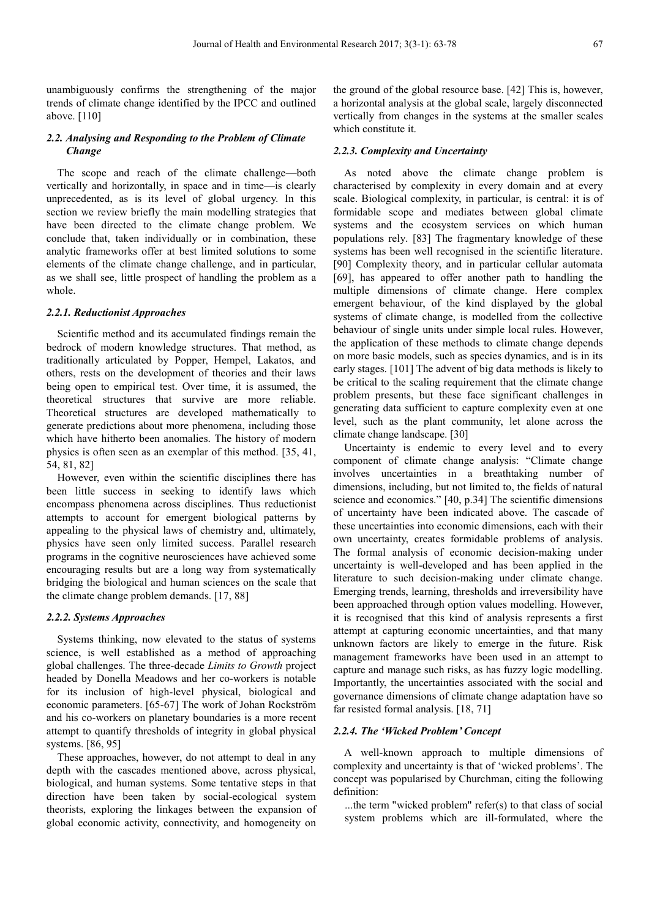unambiguously confirms the strengthening of the major trends of climate change identified by the IPCC and outlined above. [110]

### *2.2. Analysing and Responding to the Problem of Climate Change*

The scope and reach of the climate challenge—both vertically and horizontally, in space and in time—is clearly unprecedented, as is its level of global urgency. In this section we review briefly the main modelling strategies that have been directed to the climate change problem. We conclude that, taken individually or in combination, these analytic frameworks offer at best limited solutions to some elements of the climate change challenge, and in particular, as we shall see, little prospect of handling the problem as a whole.

#### *2.2.1. Reductionist Approaches*

Scientific method and its accumulated findings remain the bedrock of modern knowledge structures. That method, as traditionally articulated by Popper, Hempel, Lakatos, and others, rests on the development of theories and their laws being open to empirical test. Over time, it is assumed, the theoretical structures that survive are more reliable. Theoretical structures are developed mathematically to generate predictions about more phenomena, including those which have hitherto been anomalies. The history of modern physics is often seen as an exemplar of this method. [35, 41, 54, 81, 82]

However, even within the scientific disciplines there has been little success in seeking to identify laws which encompass phenomena across disciplines. Thus reductionist attempts to account for emergent biological patterns by appealing to the physical laws of chemistry and, ultimately, physics have seen only limited success. Parallel research programs in the cognitive neurosciences have achieved some encouraging results but are a long way from systematically bridging the biological and human sciences on the scale that the climate change problem demands. [17, 88]

#### *2.2.2. Systems Approaches*

Systems thinking, now elevated to the status of systems science, is well established as a method of approaching global challenges. The three-decade *Limits to Growth* project headed by Donella Meadows and her co-workers is notable for its inclusion of high-level physical, biological and economic parameters. [65-67] The work of Johan Rockström and his co-workers on planetary boundaries is a more recent attempt to quantify thresholds of integrity in global physical systems. [86, 95]

These approaches, however, do not attempt to deal in any depth with the cascades mentioned above, across physical, biological, and human systems. Some tentative steps in that direction have been taken by social-ecological system theorists, exploring the linkages between the expansion of global economic activity, connectivity, and homogeneity on the ground of the global resource base. [42] This is, however, a horizontal analysis at the global scale, largely disconnected vertically from changes in the systems at the smaller scales which constitute it.

#### *2.2.3. Complexity and Uncertainty*

As noted above the climate change problem is characterised by complexity in every domain and at every scale. Biological complexity, in particular, is central: it is of formidable scope and mediates between global climate systems and the ecosystem services on which human populations rely. [83] The fragmentary knowledge of these systems has been well recognised in the scientific literature. [90] Complexity theory, and in particular cellular automata [69], has appeared to offer another path to handling the multiple dimensions of climate change. Here complex emergent behaviour, of the kind displayed by the global systems of climate change, is modelled from the collective behaviour of single units under simple local rules. However, the application of these methods to climate change depends on more basic models, such as species dynamics, and is in its early stages. [101] The advent of big data methods is likely to be critical to the scaling requirement that the climate change problem presents, but these face significant challenges in generating data sufficient to capture complexity even at one level, such as the plant community, let alone across the climate change landscape. [30]

Uncertainty is endemic to every level and to every component of climate change analysis: "Climate change involves uncertainties in a breathtaking number of dimensions, including, but not limited to, the fields of natural science and economics." [40, p.34] The scientific dimensions of uncertainty have been indicated above. The cascade of these uncertainties into economic dimensions, each with their own uncertainty, creates formidable problems of analysis. The formal analysis of economic decision-making under uncertainty is well-developed and has been applied in the literature to such decision-making under climate change. Emerging trends, learning, thresholds and irreversibility have been approached through option values modelling. However, it is recognised that this kind of analysis represents a first attempt at capturing economic uncertainties, and that many unknown factors are likely to emerge in the future. Risk management frameworks have been used in an attempt to capture and manage such risks, as has fuzzy logic modelling. Importantly, the uncertainties associated with the social and governance dimensions of climate change adaptation have so far resisted formal analysis. [18, 71]

#### *2.2.4. The 'Wicked Problem' Concept*

A well-known approach to multiple dimensions of complexity and uncertainty is that of 'wicked problems'. The concept was popularised by Churchman, citing the following definition:

> ...the term "wicked problem" refer(s) to that class of social system problems which are ill-formulated, where the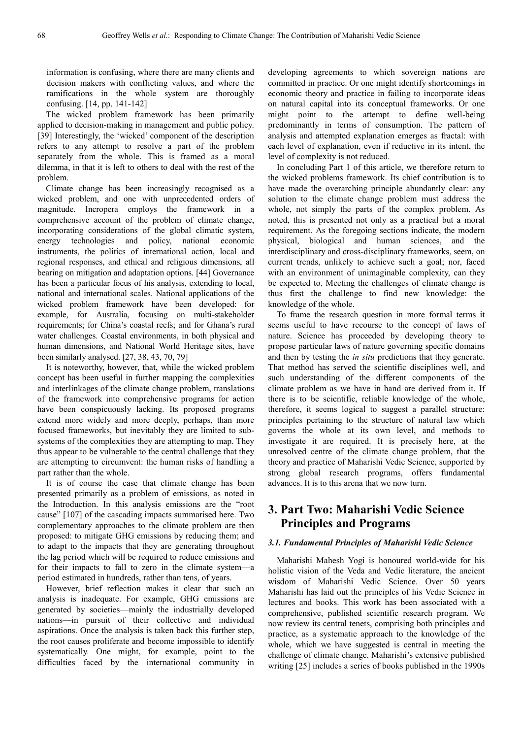information is confusing, where there are many clients and decision makers with conflicting values, and where the ramifications in the whole system are thoroughly confusing. [14, pp. 141-142]

The wicked problem framework has been primarily applied to decision-making in management and public policy. [39] Interestingly, the 'wicked' component of the description refers to any attempt to resolve a part of the problem separately from the whole. This is framed as a moral dilemma, in that it is left to others to deal with the rest of the problem.

Climate change has been increasingly recognised as a wicked problem, and one with unprecedented orders of magnitude. Incropera employs the framework in a comprehensive account of the problem of climate change, incorporating considerations of the global climatic system, energy technologies and policy, national economic instruments, the politics of international action, local and regional responses, and ethical and religious dimensions, all bearing on mitigation and adaptation options. [44] Governance has been a particular focus of his analysis, extending to local, national and international scales. National applications of the wicked problem framework have been developed: for example, for Australia, focusing on multi-stakeholder requirements; for China's coastal reefs; and for Ghana's rural water challenges. Coastal environments, in both physical and human dimensions, and National World Heritage sites, have been similarly analysed. [27, 38, 43, 70, 79]

It is noteworthy, however, that, while the wicked problem concept has been useful in further mapping the complexities and interlinkages of the climate change problem, translations of the framework into comprehensive programs for action have been conspicuously lacking. Its proposed programs extend more widely and more deeply, perhaps, than more focused frameworks, but inevitably they are limited to sub-systems of the complexities they are attempting to map. They thus appear to be vulnerable to the central challenge that they are attempting to circumvent: the human risks of handling a part rather than the whole.

It is of course the case that climate change has been presented primarily as a problem of emissions, as noted in the Introduction. In this analysis emissions are the "root cause" [107] of the cascading impacts summarised here. Two complementary approaches to the climate problem are then proposed: to mitigate GHG emissions by reducing them; and to adapt to the impacts that they are generating throughout the lag period which will be required to reduce emissions and for their impacts to fall to zero in the climate system—a period estimated in hundreds, rather than tens, of years.

However, brief reflection makes it clear that such an analysis is inadequate. For example, GHG emissions are generated by societies—mainly the industrially developed nations—in pursuit of their collective and individual aspirations. Once the analysis is taken back this further step, the root causes proliferate and become impossible to identify systematically. One might, for example, point to the difficulties faced by the international community in developing agreements to which sovereign nations are committed in practice. Or one might identify shortcomings in economic theory and practice in failing to incorporate ideas on natural capital into its conceptual frameworks. Or one might point to the attempt to define well-being predominantly in terms of consumption. The pattern of analysis and attempted explanation emerges as fractal: with each level of explanation, even if reductive in its intent, the level of complexity is not reduced.

In concluding Part 1 of this article, we therefore return to the wicked problems framework. Its chief contribution is to have made the overarching principle abundantly clear: any solution to the climate change problem must address the whole, not simply the parts of the complex problem. As noted, this is presented not only as a practical but a moral requirement. As the foregoing sections indicate, the modern physical, biological and human sciences, and the interdisciplinary and cross-disciplinary frameworks, seem, on current trends, unlikely to achieve such a goal; nor, faced with an environment of unimaginable complexity, can they be expected to. Meeting the challenges of climate change is thus first the challenge to find new knowledge: the knowledge of the whole.

To frame the research question in more formal terms it seems useful to have recourse to the concept of laws of nature. Science has proceeded by developing theory to propose particular laws of nature governing specific domains and then by testing the *in situ* predictions that they generate. That method has served the scientific disciplines well, and such understanding of the different components of the climate problem as we have in hand are derived from it. If there is to be scientific, reliable knowledge of the whole, therefore, it seems logical to suggest a parallel structure: principles pertaining to the structure of natural law which governs the whole at its own level, and methods to investigate it are required. It is precisely here, at the unresolved centre of the climate change problem, that the theory and practice of Maharishi Vedic Science, supported by strong global research programs, offers fundamental advances. It is to this arena that we now turn.

# 3. Part Two: Maharishi Vedic Science Principles and Programs

### *3.1. Fundamental Principles of Maharishi Vedic Science*

Maharishi Mahesh Yogi is honoured world-wide for his holistic vision of the Veda and Vedic literature, the ancient wisdom of Maharishi Vedic Science. Over 50 years Maharishi has laid out the principles of his Vedic Science in lectures and books. This work has been associated with a comprehensive, published scientific research program. We now review its central tenets, comprising both principles and practice, as a systematic approach to the knowledge of the whole, which we have suggested is central in meeting the challenge of climate change. Maharishi's extensive published writing [25] includes a series of books published in the 1990s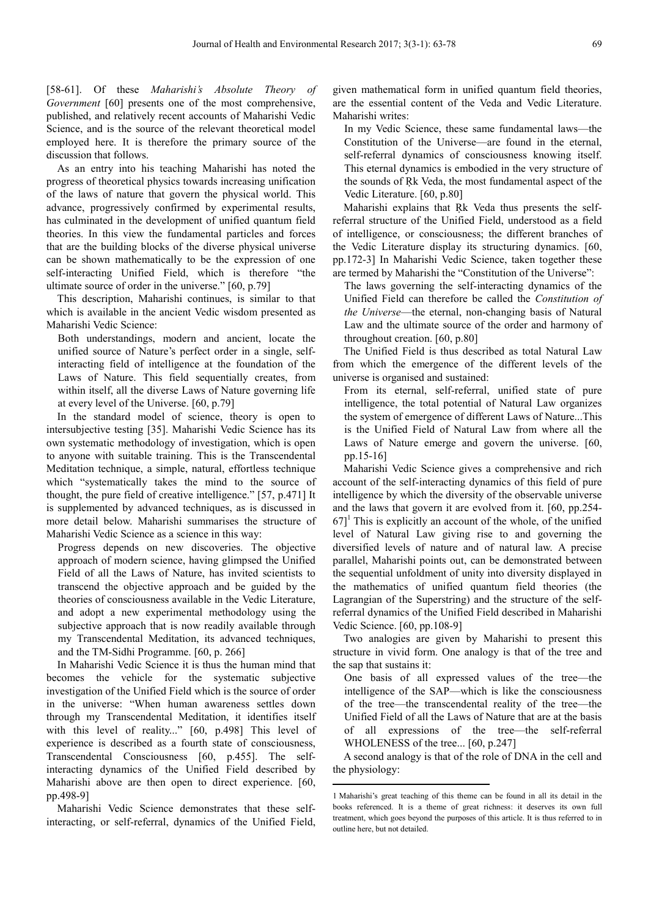[58-61]. Of these *Maharishi's Absolute Theory of Government* [60] presents one of the most comprehensive, published, and relatively recent accounts of Maharishi Vedic Science, and is the source of the relevant theoretical model employed here. It is therefore the primary source of the discussion that follows.

As an entry into his teaching Maharishi has noted the progress of theoretical physics towards increasing unification of the laws of nature that govern the physical world. This advance, progressively confirmed by experimental results, has culminated in the development of unified quantum field theories. In this view the fundamental particles and forces that are the building blocks of the diverse physical universe can be shown mathematically to be the expression of one self-interacting Unified Field, which is therefore "the ultimate source of order in the universe." [60, p.79]

This description, Maharishi continues, is similar to that which is available in the ancient Vedic wisdom presented as Maharishi Vedic Science:

> Both understandings, modern and ancient, locate the unified source of Nature's perfect order in a single, self-interacting field of intelligence at the foundation of the Laws of Nature. This field sequentially creates, from within itself, all the diverse Laws of Nature governing life at every level of the Universe. [60, p.79]

In the standard model of science, theory is open to intersubjective testing [35]. Maharishi Vedic Science has its own systematic methodology of investigation, which is open to anyone with suitable training. This is the Transcendental Meditation technique, a simple, natural, effortless technique which "systematically takes the mind to the source of thought, the pure field of creative intelligence." [57, p.471] It is supplemented by advanced techniques, as is discussed in more detail below. Maharishi summarises the structure of Maharishi Vedic Science as a science in this way:

> Progress depends on new discoveries. The objective approach of modern science, having glimpsed the Unified Field of all the Laws of Nature, has invited scientists to transcend the objective approach and be guided by the theories of consciousness available in the Vedic Literature, and adopt a new experimental methodology using the subjective approach that is now readily available through my Transcendental Meditation, its advanced techniques, and the TM-Sidhi Programme. [60, p. 266]

In Maharishi Vedic Science it is thus the human mind that becomes the vehicle for the systematic subjective investigation of the Unified Field which is the source of order in the universe: "When human awareness settles down through my Transcendental Meditation, it identifies itself with this level of reality..." [60, p.498] This level of experience is described as a fourth state of consciousness, Transcendental Consciousness [60, p.455]. The self-interacting dynamics of the Unified Field described by Maharishi above are then open to direct experience. [60, pp.498-9]

Maharishi Vedic Science demonstrates that these self-interacting, or self-referral, dynamics of the Unified Field, given mathematical form in unified quantum field theories, are the essential content of the Veda and Vedic Literature. Maharishi writes:

> In my Vedic Science, these same fundamental laws—the Constitution of the Universe—are found in the eternal, self-referral dynamics of consciousness knowing itself. This eternal dynamics is embodied in the very structure of the sounds of Ṛk Veda, the most fundamental aspect of the Vedic Literature. [60, p.80]

Maharishi explains that Ṛk Veda thus presents the self-referral structure of the Unified Field, understood as a field of intelligence, or consciousness; the different branches of the Vedic Literature display its structuring dynamics. [60, pp.172-3] In Maharishi Vedic Science, taken together these are termed by Maharishi the "Constitution of the Universe":

> The laws governing the self-interacting dynamics of the Unified Field can therefore be called the *Constitution of the Universe*—the eternal, non-changing basis of Natural Law and the ultimate source of the order and harmony of throughout creation. [60, p.80]

The Unified Field is thus described as total Natural Law from which the emergence of the different levels of the universe is organised and sustained:

> From its eternal, self-referral, unified state of pure intelligence, the total potential of Natural Law organizes the system of emergence of different Laws of Nature...This is the Unified Field of Natural Law from where all the Laws of Nature emerge and govern the universe. [60, pp.15-16]

Maharishi Vedic Science gives a comprehensive and rich account of the self-interacting dynamics of this field of pure intelligence by which the diversity of the observable universe and the laws that govern it are evolved from it. [60, pp.254-67][1] This is explicitly an account of the whole, of the unified level of Natural Law giving rise to and governing the diversified levels of nature and of natural law. A precise parallel, Maharishi points out, can be demonstrated between the sequential unfoldment of unity into diversity displayed in the mathematics of unified quantum field theories (the Lagrangian of the Superstring) and the structure of the self-referral dynamics of the Unified Field described in Maharishi Vedic Science. [60, pp.108-9]

Two analogies are given by Maharishi to present this structure in vivid form. One analogy is that of the tree and the sap that sustains it:

> One basis of all expressed values of the tree—the intelligence of the SAP—which is like the consciousness of the tree—the transcendental reality of the tree—the Unified Field of all the Laws of Nature that are at the basis of all expressions of the tree—the self-referral WHOLENESS of the tree... [60, p.247]

A second analogy is that of the role of DNA in the cell and the physiology:

---

1 Maharishi's great teaching of this theme can be found in all its detail in the books referenced. It is a theme of great richness: it deserves its own full treatment, which goes beyond the purposes of this article. It is thus referred to in outline here, but not detailed.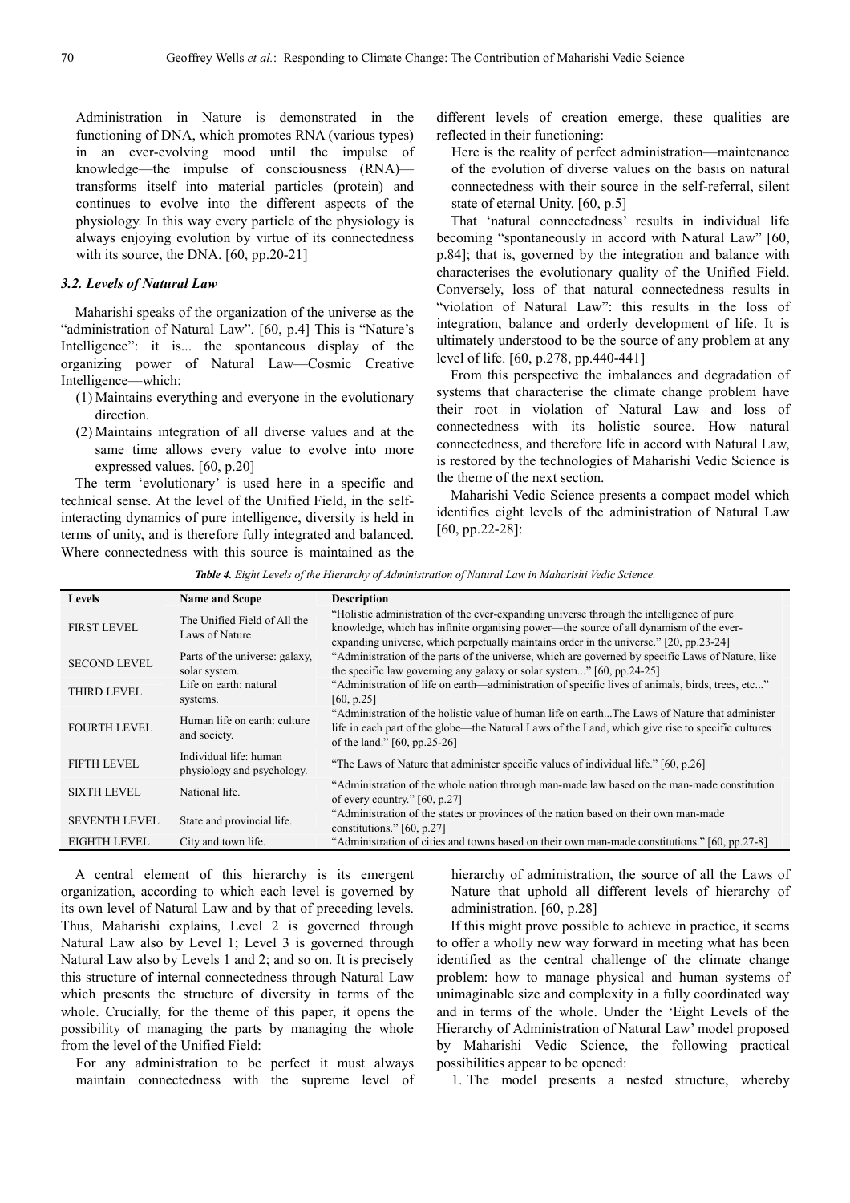Administration in Nature is demonstrated in the functioning of DNA, which promotes RNA (various types) in an ever-evolving mood until the impulse of knowledge—the impulse of consciousness (RNA)—transforms itself into material particles (protein) and continues to evolve into the different aspects of the physiology. In this way every particle of the physiology is always enjoying evolution by virtue of its connectedness with its source, the DNA. [60, pp.20-21]

### 3.2. Levels of Natural Law

Maharishi speaks of the organization of the universe as the "administration of Natural Law". [60, p.4] This is "Nature's Intelligence": it is... the spontaneous display of the organizing power of Natural Law—Cosmic Creative Intelligence—which:

(1) Maintains everything and everyone in the evolutionary direction.

(2) Maintains integration of all diverse values and at the same time allows every value to evolve into more expressed values. [60, p.20]

The term 'evolutionary' is used here in a specific and technical sense. At the level of the Unified Field, in the self-interacting dynamics of pure intelligence, diversity is held in terms of unity, and is therefore fully integrated and balanced. Where connectedness with this source is maintained as the different levels of creation emerge, these qualities are reflected in their functioning:

Here is the reality of perfect administration—maintenance of the evolution of diverse values on the basis on natural connectedness with their source in the self-referral, silent state of eternal Unity. [60, p.5]

That 'natural connectedness' results in individual life becoming "spontaneously in accord with Natural Law" [60, p.84]; that is, governed by the integration and balance with characterises the evolutionary quality of the Unified Field. Conversely, loss of that natural connectedness results in "violation of Natural Law": this results in the loss of integration, balance and orderly development of life. It is ultimately understood to be the source of any problem at any level of life. [60, p.278, pp.440-441]

From this perspective the imbalances and degradation of systems that characterise the climate change problem have their root in violation of Natural Law and loss of connectedness with its holistic source. How natural connectedness, and therefore life in accord with Natural Law, is restored by the technologies of Maharishi Vedic Science is the theme of the next section.

Maharishi Vedic Science presents a compact model which identifies eight levels of the administration of Natural Law [60, pp.22-28]:

*Table 4. Eight Levels of the Hierarchy of Administration of Natural Law in Maharishi Vedic Science.*

| Levels | Name and Scope | Description |
|---|---|---|
| FIRST LEVEL | The Unified Field of All the Laws of Nature | "Holistic administration of the ever-expanding universe through the intelligence of pure knowledge, which has infinite organising power—the source of all dynamism of the ever-expanding universe, which perpetually maintains order in the universe." [20, pp.23-24] |
| SECOND LEVEL | Parts of the universe: galaxy, solar system. | "Administration of the parts of the universe, which are governed by specific Laws of Nature, like the specific law governing any galaxy or solar system..." [60, pp.24-25] |
| THIRD LEVEL | Life on earth: natural systems. | "Administration of life on earth—administration of specific lives of animals, birds, trees, etc..." [60, p.25] |
| FOURTH LEVEL | Human life on earth: culture and society. | "Administration of the holistic value of human life on earth...The Laws of Nature that administer life in each part of the globe—the Natural Laws of the Land, which give rise to specific cultures of the land." [60, pp.25-26] |
| FIFTH LEVEL | Individual life: human physiology and psychology. | "The Laws of Nature that administer specific values of individual life." [60, p.26] |
| SIXTH LEVEL | National life. | "Administration of the whole nation through man-made law based on the man-made constitution of every country." [60, p.27] |
| SEVENTH LEVEL | State and provincial life. | "Administration of the states or provinces of the nation based on their own man-made constitutions." [60, p.27] |
| EIGHTH LEVEL | City and town life. | "Administration of cities and towns based on their own man-made constitutions." [60, pp.27-8] |

A central element of this hierarchy is its emergent organization, according to which each level is governed by its own level of Natural Law and by that of preceding levels. Thus, Maharishi explains, Level 2 is governed through Natural Law also by Level 1; Level 3 is governed through Natural Law also by Levels 1 and 2; and so on. It is precisely this structure of internal connectedness through Natural Law which presents the structure of diversity in terms of the whole. Crucially, for the theme of this paper, it opens the possibility of managing the parts by managing the whole from the level of the Unified Field:

For any administration to be perfect it must always maintain connectedness with the supreme level of hierarchy of administration, the source of all the Laws of Nature that uphold all different levels of hierarchy of administration. [60, p.28]

If this might prove possible to achieve in practice, it seems to offer a wholly new way forward in meeting what has been identified as the central challenge of the climate change problem: how to manage physical and human systems of unimaginable size and complexity in a fully coordinated way and in terms of the whole. Under the 'Eight Levels of the Hierarchy of Administration of Natural Law' model proposed by Maharishi Vedic Science, the following practical possibilities appear to be opened:

1. The model presents a nested structure, whereby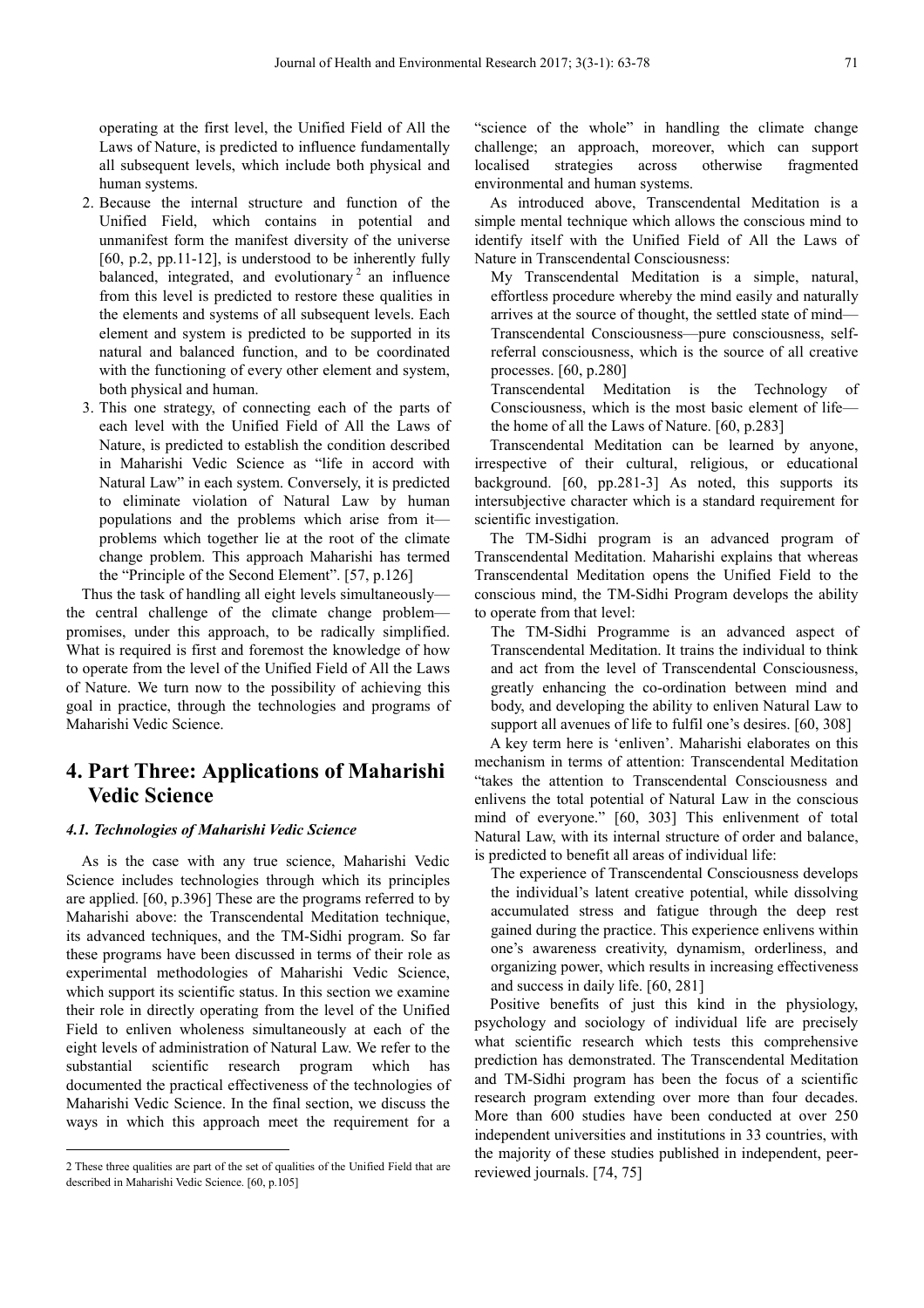operating at the first level, the Unified Field of All the Laws of Nature, is predicted to influence fundamentally all subsequent levels, which include both physical and human systems.

2. Because the internal structure and function of the Unified Field, which contains in potential and unmanifest form the manifest diversity of the universe [60, p.2, pp.11-12], is understood to be inherently fully balanced, integrated, and evolutionary [2] an influence from this level is predicted to restore these qualities in the elements and systems of all subsequent levels. Each element and system is predicted to be supported in its natural and balanced function, and to be coordinated with the functioning of every other element and system, both physical and human.
3. This one strategy, of connecting each of the parts of each level with the Unified Field of All the Laws of Nature, is predicted to establish the condition described in Maharishi Vedic Science as "life in accord with Natural Law" in each system. Conversely, it is predicted to eliminate violation of Natural Law by human populations and the problems which arise from it—problems which together lie at the root of the climate change problem. This approach Maharishi has termed the "Principle of the Second Element". [57, p.126]

Thus the task of handling all eight levels simultaneously—the central challenge of the climate change problem—promises, under this approach, to be radically simplified. What is required is first and foremost the knowledge of how to operate from the level of the Unified Field of All the Laws of Nature. We turn now to the possibility of achieving this goal in practice, through the technologies and programs of Maharishi Vedic Science.

## 4. Part Three: Applications of Maharishi Vedic Science

### 4.1. Technologies of Maharishi Vedic Science

As is the case with any true science, Maharishi Vedic Science includes technologies through which its principles are applied. [60, p.396] These are the programs referred to by Maharishi above: the Transcendental Meditation technique, its advanced techniques, and the TM-Sidhi program. So far these programs have been discussed in terms of their role as experimental methodologies of Maharishi Vedic Science, which support its scientific status. In this section we examine their role in directly operating from the level of the Unified Field to enliven wholeness simultaneously at each of the eight levels of administration of Natural Law. We refer to the substantial scientific research program which has documented the practical effectiveness of the technologies of Maharishi Vedic Science. In the final section, we discuss the ways in which this approach meet the requirement for a "science of the whole" in handling the climate change challenge; an approach, moreover, which can support localised strategies across otherwise fragmented environmental and human systems.

As introduced above, Transcendental Meditation is a simple mental technique which allows the conscious mind to identify itself with the Unified Field of All the Laws of Nature in Transcendental Consciousness:

> My Transcendental Meditation is a simple, natural, effortless procedure whereby the mind easily and naturally arrives at the source of thought, the settled state of mind—Transcendental Consciousness—pure consciousness, self-referral consciousness, which is the source of all creative processes. [60, p.280]
>
> Transcendental Meditation is the Technology of Consciousness, which is the most basic element of life—the home of all the Laws of Nature. [60, p.283]

Transcendental Meditation can be learned by anyone, irrespective of their cultural, religious, or educational background. [60, pp.281-3] As noted, this supports its intersubjective character which is a standard requirement for scientific investigation.

The TM-Sidhi program is an advanced program of Transcendental Meditation. Maharishi explains that whereas Transcendental Meditation opens the Unified Field to the conscious mind, the TM-Sidhi Program develops the ability to operate from that level:

> The TM-Sidhi Programme is an advanced aspect of Transcendental Meditation. It trains the individual to think and act from the level of Transcendental Consciousness, greatly enhancing the co-ordination between mind and body, and developing the ability to enliven Natural Law to support all avenues of life to fulfil one's desires. [60, 308]

A key term here is 'enliven'. Maharishi elaborates on this mechanism in terms of attention: Transcendental Meditation "takes the attention to Transcendental Consciousness and enlivens the total potential of Natural Law in the conscious mind of everyone." [60, 303] This enlivenment of total Natural Law, with its internal structure of order and balance, is predicted to benefit all areas of individual life:

> The experience of Transcendental Consciousness develops the individual's latent creative potential, while dissolving accumulated stress and fatigue through the deep rest gained during the practice. This experience enlivens within one's awareness creativity, dynamism, orderliness, and organizing power, which results in increasing effectiveness and success in daily life. [60, 281]

Positive benefits of just this kind in the physiology, psychology and sociology of individual life are precisely what scientific research which tests this comprehensive prediction has demonstrated. The Transcendental Meditation and TM-Sidhi program has been the focus of a scientific research program extending over more than four decades. More than 600 studies have been conducted at over 250 independent universities and institutions in 33 countries, with the majority of these studies published in independent, peer-reviewed journals. [74, 75]

---

[2] These three qualities are part of the set of qualities of the Unified Field that are described in Maharishi Vedic Science. [60, p.105]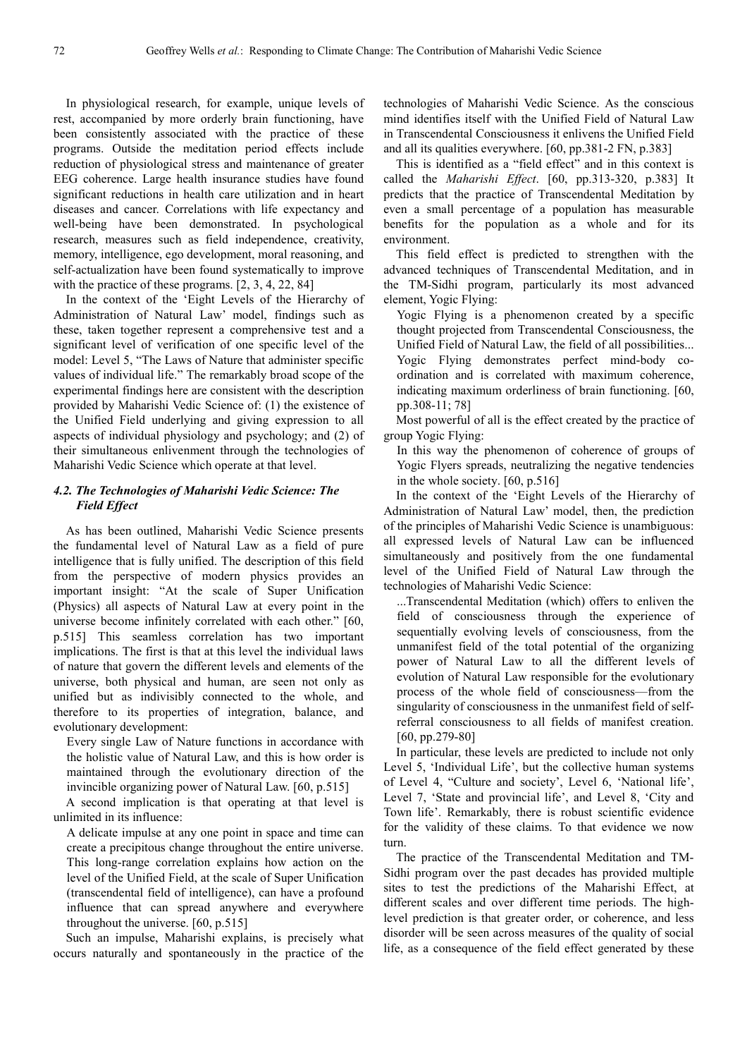In physiological research, for example, unique levels of rest, accompanied by more orderly brain functioning, have been consistently associated with the practice of these programs. Outside the meditation period effects include reduction of physiological stress and maintenance of greater EEG coherence. Large health insurance studies have found significant reductions in health care utilization and in heart diseases and cancer. Correlations with life expectancy and well-being have been demonstrated. In psychological research, measures such as field independence, creativity, memory, intelligence, ego development, moral reasoning, and self-actualization have been found systematically to improve with the practice of these programs. [2, 3, 4, 22, 84]

In the context of the 'Eight Levels of the Hierarchy of Administration of Natural Law' model, findings such as these, taken together represent a comprehensive test and a significant level of verification of one specific level of the model: Level 5, "The Laws of Nature that administer specific values of individual life." The remarkably broad scope of the experimental findings here are consistent with the description provided by Maharishi Vedic Science of: (1) the existence of the Unified Field underlying and giving expression to all aspects of individual physiology and psychology; and (2) of their simultaneous enlivenment through the technologies of Maharishi Vedic Science which operate at that level.

### *4.2. The Technologies of Maharishi Vedic Science: The Field Effect*

As has been outlined, Maharishi Vedic Science presents the fundamental level of Natural Law as a field of pure intelligence that is fully unified. The description of this field from the perspective of modern physics provides an important insight: "At the scale of Super Unification (Physics) all aspects of Natural Law at every point in the universe become infinitely correlated with each other." [60, p.515] This seamless correlation has two important implications. The first is that at this level the individual laws of nature that govern the different levels and elements of the universe, both physical and human, are seen not only as unified but as indivisibly connected to the whole, and therefore to its properties of integration, balance, and evolutionary development:

> Every single Law of Nature functions in accordance with the holistic value of Natural Law, and this is how order is maintained through the evolutionary direction of the invincible organizing power of Natural Law. [60, p.515]

A second implication is that operating at that level is unlimited in its influence:

> A delicate impulse at any one point in space and time can create a precipitous change throughout the entire universe. This long-range correlation explains how action on the level of the Unified Field, at the scale of Super Unification (transcendental field of intelligence), can have a profound influence that can spread anywhere and everywhere throughout the universe. [60, p.515]

Such an impulse, Maharishi explains, is precisely what occurs naturally and spontaneously in the practice of the technologies of Maharishi Vedic Science. As the conscious mind identifies itself with the Unified Field of Natural Law in Transcendental Consciousness it enlivens the Unified Field and all its qualities everywhere. [60, pp.381-2 FN, p.383]

This is identified as a "field effect" and in this context is called the *Maharishi Effect*. [60, pp.313-320, p.383] It predicts that the practice of Transcendental Meditation by even a small percentage of a population has measurable benefits for the population as a whole and for its environment.

This field effect is predicted to strengthen with the advanced techniques of Transcendental Meditation, and in the TM-Sidhi program, particularly its most advanced element, Yogic Flying:

> Yogic Flying is a phenomenon created by a specific thought projected from Transcendental Consciousness, the Unified Field of Natural Law, the field of all possibilities... Yogic Flying demonstrates perfect mind-body co-ordination and is correlated with maximum coherence, indicating maximum orderliness of brain functioning. [60, pp.308-11; 78]

Most powerful of all is the effect created by the practice of group Yogic Flying:

> In this way the phenomenon of coherence of groups of Yogic Flyers spreads, neutralizing the negative tendencies in the whole society. [60, p.516]

In the context of the 'Eight Levels of the Hierarchy of Administration of Natural Law' model, then, the prediction of the principles of Maharishi Vedic Science is unambiguous: all expressed levels of Natural Law can be influenced simultaneously and positively from the one fundamental level of the Unified Field of Natural Law through the technologies of Maharishi Vedic Science:

> ...Transcendental Meditation (which) offers to enliven the field of consciousness through the experience of sequentially evolving levels of consciousness, from the unmanifest field of the total potential of the organizing power of Natural Law to all the different levels of evolution of Natural Law responsible for the evolutionary process of the whole field of consciousness—from the singularity of consciousness in the unmanifest field of self-referral consciousness to all fields of manifest creation. [60, pp.279-80]

In particular, these levels are predicted to include not only Level 5, 'Individual Life', but the collective human systems of Level 4, "Culture and society', Level 6, 'National life', Level 7, 'State and provincial life', and Level 8, 'City and Town life'. Remarkably, there is robust scientific evidence for the validity of these claims. To that evidence we now turn.

The practice of the Transcendental Meditation and TM-Sidhi program over the past decades has provided multiple sites to test the predictions of the Maharishi Effect, at different scales and over different time periods. The high-level prediction is that greater order, or coherence, and less disorder will be seen across measures of the quality of social life, as a consequence of the field effect generated by these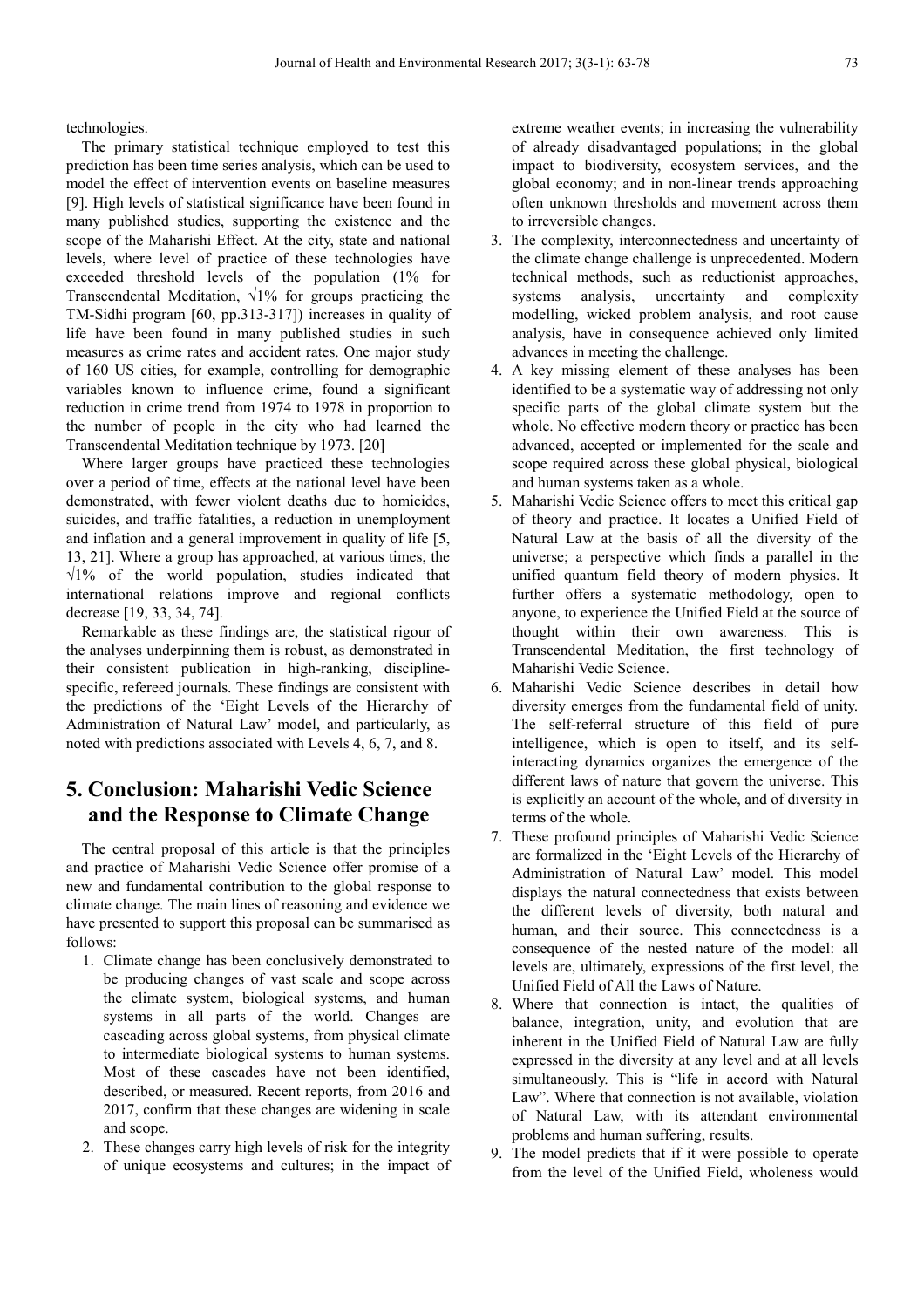technologies.

The primary statistical technique employed to test this prediction has been time series analysis, which can be used to model the effect of intervention events on baseline measures [9]. High levels of statistical significance have been found in many published studies, supporting the existence and the scope of the Maharishi Effect. At the city, state and national levels, where level of practice of these technologies have exceeded threshold levels of the population (1% for Transcendental Meditation, √1% for groups practicing the TM-Sidhi program [60, pp.313-317]) increases in quality of life have been found in many published studies in such measures as crime rates and accident rates. One major study of 160 US cities, for example, controlling for demographic variables known to influence crime, found a significant reduction in crime trend from 1974 to 1978 in proportion to the number of people in the city who had learned the Transcendental Meditation technique by 1973. [20]

Where larger groups have practiced these technologies over a period of time, effects at the national level have been demonstrated, with fewer violent deaths due to homicides, suicides, and traffic fatalities, a reduction in unemployment and inflation and a general improvement in quality of life [5, 13, 21]. Where a group has approached, at various times, the √1% of the world population, studies indicated that international relations improve and regional conflicts decrease [19, 33, 34, 74].

Remarkable as these findings are, the statistical rigour of the analyses underpinning them is robust, as demonstrated in their consistent publication in high-ranking, discipline-specific, refereed journals. These findings are consistent with the predictions of the 'Eight Levels of the Hierarchy of Administration of Natural Law' model, and particularly, as noted with predictions associated with Levels 4, 6, 7, and 8.

## 5. Conclusion: Maharishi Vedic Science and the Response to Climate Change

The central proposal of this article is that the principles and practice of Maharishi Vedic Science offer promise of a new and fundamental contribution to the global response to climate change. The main lines of reasoning and evidence we have presented to support this proposal can be summarised as follows:

1. Climate change has been conclusively demonstrated to be producing changes of vast scale and scope across the climate system, biological systems, and human systems in all parts of the world. Changes are cascading across global systems, from physical climate to intermediate biological systems to human systems. Most of these cascades have not been identified, described, or measured. Recent reports, from 2016 and 2017, confirm that these changes are widening in scale and scope.
2. These changes carry high levels of risk for the integrity of unique ecosystems and cultures; in the impact of extreme weather events; in increasing the vulnerability of already disadvantaged populations; in the global impact to biodiversity, ecosystem services, and the global economy; and in non-linear trends approaching often unknown thresholds and movement across them to irreversible changes.
3. The complexity, interconnectedness and uncertainty of the climate change challenge is unprecedented. Modern technical methods, such as reductionist approaches, systems analysis, uncertainty and complexity modelling, wicked problem analysis, and root cause analysis, have in consequence achieved only limited advances in meeting the challenge.
4. A key missing element of these analyses has been identified to be a systematic way of addressing not only specific parts of the global climate system but the whole. No effective modern theory or practice has been advanced, accepted or implemented for the scale and scope required across these global physical, biological and human systems taken as a whole.
5. Maharishi Vedic Science offers to meet this critical gap of theory and practice. It locates a Unified Field of Natural Law at the basis of all the diversity of the universe; a perspective which finds a parallel in the unified quantum field theory of modern physics. It further offers a systematic methodology, open to anyone, to experience the Unified Field at the source of thought within their own awareness. This is Transcendental Meditation, the first technology of Maharishi Vedic Science.
6. Maharishi Vedic Science describes in detail how diversity emerges from the fundamental field of unity. The self-referral structure of this field of pure intelligence, which is open to itself, and its self-interacting dynamics organizes the emergence of the different laws of nature that govern the universe. This is explicitly an account of the whole, and of diversity in terms of the whole.
7. These profound principles of Maharishi Vedic Science are formalized in the 'Eight Levels of the Hierarchy of Administration of Natural Law' model. This model displays the natural connectedness that exists between the different levels of diversity, both natural and human, and their source. This connectedness is a consequence of the nested nature of the model: all levels are, ultimately, expressions of the first level, the Unified Field of All the Laws of Nature.
8. Where that connection is intact, the qualities of balance, integration, unity, and evolution that are inherent in the Unified Field of Natural Law are fully expressed in the diversity at any level and at all levels simultaneously. This is "life in accord with Natural Law". Where that connection is not available, violation of Natural Law, with its attendant environmental problems and human suffering, results.
9. The model predicts that if it were possible to operate from the level of the Unified Field, wholeness would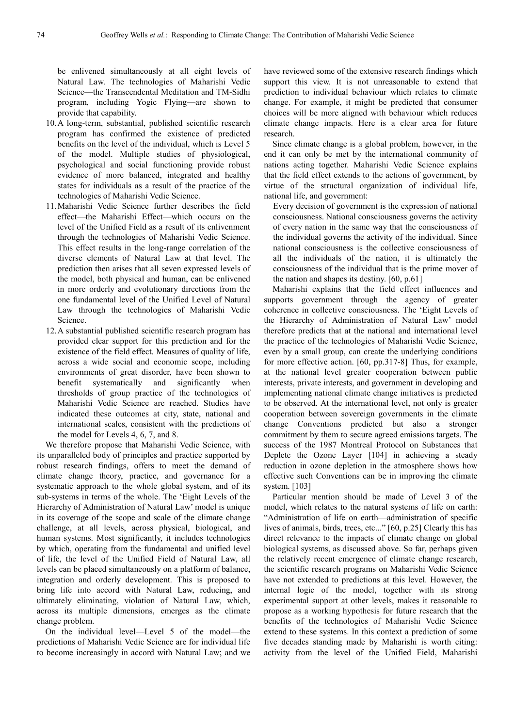be enlivened simultaneously at all eight levels of Natural Law. The technologies of Maharishi Vedic Science—the Transcendental Meditation and TM-Sidhi program, including Yogic Flying—are shown to provide that capability.

10. A long-term, substantial, published scientific research program has confirmed the existence of predicted benefits on the level of the individual, which is Level 5 of the model. Multiple studies of physiological, psychological and social functioning provide robust evidence of more balanced, integrated and healthy states for individuals as a result of the practice of the technologies of Maharishi Vedic Science.
11. Maharishi Vedic Science further describes the field effect—the Maharishi Effect—which occurs on the level of the Unified Field as a result of its enlivenment through the technologies of Maharishi Vedic Science. This effect results in the long-range correlation of the diverse elements of Natural Law at that level. The prediction then arises that all seven expressed levels of the model, both physical and human, can be enlivened in more orderly and evolutionary directions from the one fundamental level of the Unified Level of Natural Law through the technologies of Maharishi Vedic Science.
12. A substantial published scientific research program has provided clear support for this prediction and for the existence of the field effect. Measures of quality of life, across a wide social and economic scope, including environments of great disorder, have been shown to benefit systematically and significantly when thresholds of group practice of the technologies of Maharishi Vedic Science are reached. Studies have indicated these outcomes at city, state, national and international scales, consistent with the predictions of the model for Levels 4, 6, 7, and 8.

We therefore propose that Maharishi Vedic Science, with its unparalleled body of principles and practice supported by robust research findings, offers to meet the demand of climate change theory, practice, and governance for a systematic approach to the whole global system, and of its sub-systems in terms of the whole. The 'Eight Levels of the Hierarchy of Administration of Natural Law' model is unique in its coverage of the scope and scale of the climate change challenge, at all levels, across physical, biological, and human systems. Most significantly, it includes technologies by which, operating from the fundamental and unified level of life, the level of the Unified Field of Natural Law, all levels can be placed simultaneously on a platform of balance, integration and orderly development. This is proposed to bring life into accord with Natural Law, reducing, and ultimately eliminating, violation of Natural Law, which, across its multiple dimensions, emerges as the climate change problem.

On the individual level—Level 5 of the model—the predictions of Maharishi Vedic Science are for individual life to become increasingly in accord with Natural Law; and we have reviewed some of the extensive research findings which support this view. It is not unreasonable to extend that prediction to individual behaviour which relates to climate change. For example, it might be predicted that consumer choices will be more aligned with behaviour which reduces climate change impacts. Here is a clear area for future research.

Since climate change is a global problem, however, in the end it can only be met by the international community of nations acting together. Maharishi Vedic Science explains that the field effect extends to the actions of government, by virtue of the structural organization of individual life, national life, and government:

> Every decision of government is the expression of national consciousness. National consciousness governs the activity of every nation in the same way that the consciousness of the individual governs the activity of the individual. Since national consciousness is the collective consciousness of all the individuals of the nation, it is ultimately the consciousness of the individual that is the prime mover of the nation and shapes its destiny. [60, p.61]

Maharishi explains that the field effect influences and supports government through the agency of greater coherence in collective consciousness. The 'Eight Levels of the Hierarchy of Administration of Natural Law' model therefore predicts that at the national and international level the practice of the technologies of Maharishi Vedic Science, even by a small group, can create the underlying conditions for more effective action. [60, pp.317-8] Thus, for example, at the national level greater cooperation between public interests, private interests, and government in developing and implementing national climate change initiatives is predicted to be observed. At the international level, not only is greater cooperation between sovereign governments in the climate change Conventions predicted but also a stronger commitment by them to secure agreed emissions targets. The success of the 1987 Montreal Protocol on Substances that Deplete the Ozone Layer [104] in achieving a steady reduction in ozone depletion in the atmosphere shows how effective such Conventions can be in improving the climate system. [103]

Particular mention should be made of Level 3 of the model, which relates to the natural systems of life on earth: "Administration of life on earth—administration of specific lives of animals, birds, trees, etc..." [60, p.25] Clearly this has direct relevance to the impacts of climate change on global biological systems, as discussed above. So far, perhaps given the relatively recent emergence of climate change research, the scientific research programs on Maharishi Vedic Science have not extended to predictions at this level. However, the internal logic of the model, together with its strong experimental support at other levels, makes it reasonable to propose as a working hypothesis for future research that the benefits of the technologies of Maharishi Vedic Science extend to these systems. In this context a prediction of some five decades standing made by Maharishi is worth citing: activity from the level of the Unified Field, Maharishi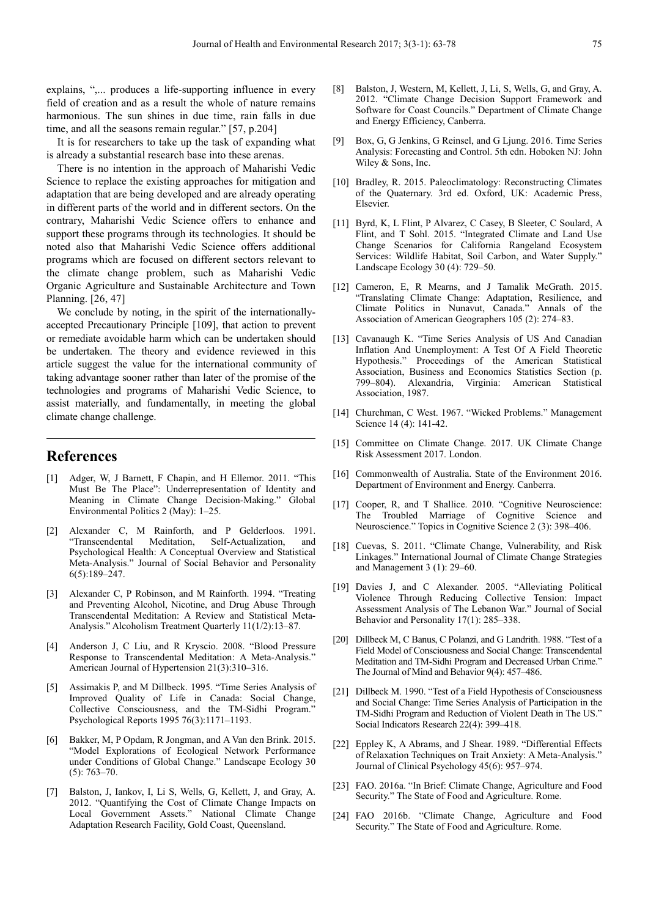explains, ",... produces a life-supporting influence in every field of creation and as a result the whole of nature remains harmonious. The sun shines in due time, rain falls in due time, and all the seasons remain regular." [57, p.204]

It is for researchers to take up the task of expanding what is already a substantial research base into these arenas.

There is no intention in the approach of Maharishi Vedic Science to replace the existing approaches for mitigation and adaptation that are being developed and are already operating in different parts of the world and in different sectors. On the contrary, Maharishi Vedic Science offers to enhance and support these programs through its technologies. It should be noted also that Maharishi Vedic Science offers additional programs which are focused on different sectors relevant to the climate change problem, such as Maharishi Vedic Organic Agriculture and Sustainable Architecture and Town Planning. [26, 47]

We conclude by noting, in the spirit of the internationally-accepted Precautionary Principle [109], that action to prevent or remediate avoidable harm which can be undertaken should be undertaken. The theory and evidence reviewed in this article suggest the value for the international community of taking advantage sooner rather than later of the promise of the technologies and programs of Maharishi Vedic Science, to assist materially, and fundamentally, in meeting the global climate change challenge.

## References

[1] Adger, W, J Barnett, F Chapin, and H Ellemor. 2011. "This Must Be The Place": Underrepresentation of Identity and Meaning in Climate Change Decision-Making." Global Environmental Politics 2 (May): 1–25.

[2] Alexander C, M Rainforth, and P Gelderloos. 1991. "Transcendental Meditation, Self-Actualization, and Psychological Health: A Conceptual Overview and Statistical Meta-Analysis." Journal of Social Behavior and Personality 6(5):189–247.

[3] Alexander C, P Robinson, and M Rainforth. 1994. "Treating and Preventing Alcohol, Nicotine, and Drug Abuse Through Transcendental Meditation: A Review and Statistical Meta-Analysis." Alcoholism Treatment Quarterly 11(1/2):13–87.

[4] Anderson J, C Liu, and R Kryscio. 2008. "Blood Pressure Response to Transcendental Meditation: A Meta-Analysis." American Journal of Hypertension 21(3):310–316.

[5] Assimakis P, and M Dillbeck. 1995. "Time Series Analysis of Improved Quality of Life in Canada: Social Change, Collective Consciousness, and the TM-Sidhi Program." Psychological Reports 1995 76(3):1171–1193.

[6] Bakker, M, P Opdam, R Jongman, and A Van den Brink. 2015. "Model Explorations of Ecological Network Performance under Conditions of Global Change." Landscape Ecology 30 (5): 763–70.

[7] Balston, J, Iankov, I, Li S, Wells, G, Kellett, J, and Gray, A. 2012. "Quantifying the Cost of Climate Change Impacts on Local Government Assets." National Climate Change Adaptation Research Facility, Gold Coast, Queensland.

[8] Balston, J, Western, M, Kellett, J, Li, S, Wells, G, and Gray, A. 2012. "Climate Change Decision Support Framework and Software for Coast Councils." Department of Climate Change and Energy Efficiency, Canberra.

[9] Box, G, G Jenkins, G Reinsel, and G Ljung. 2016. Time Series Analysis: Forecasting and Control. 5th edn. Hoboken NJ: John Wiley & Sons, Inc.

[10] Bradley, R. 2015. Paleoclimatology: Reconstructing Climates of the Quaternary. 3rd ed. Oxford, UK: Academic Press, Elsevier.

[11] Byrd, K, L Flint, P Alvarez, C Casey, B Sleeter, C Soulard, A Flint, and T Sohl. 2015. "Integrated Climate and Land Use Change Scenarios for California Rangeland Ecosystem Services: Wildlife Habitat, Soil Carbon, and Water Supply." Landscape Ecology 30 (4): 729–50.

[12] Cameron, E, R Mearns, and J Tamalik McGrath. 2015. "Translating Climate Change: Adaptation, Resilience, and Climate Politics in Nunavut, Canada." Annals of the Association of American Geographers 105 (2): 274–83.

[13] Cavanaugh K. "Time Series Analysis of US And Canadian Inflation And Unemployment: A Test Of A Field Theoretic Hypothesis." Proceedings of the American Statistical Association, Business and Economics Statistics Section (p. 799–804). Alexandria, Virginia: American Statistical Association, 1987.

[14] Churchman, C West. 1967. "Wicked Problems." Management Science 14 (4): 141-42.

[15] Committee on Climate Change. 2017. UK Climate Change Risk Assessment 2017. London.

[16] Commonwealth of Australia. State of the Environment 2016. Department of Environment and Energy. Canberra.

[17] Cooper, R, and T Shallice. 2010. "Cognitive Neuroscience: The Troubled Marriage of Cognitive Science and Neuroscience." Topics in Cognitive Science 2 (3): 398–406.

[18] Cuevas, S. 2011. "Climate Change, Vulnerability, and Risk Linkages." International Journal of Climate Change Strategies and Management 3 (1): 29–60.

[19] Davies J, and C Alexander. 2005. "Alleviating Political Violence Through Reducing Collective Tension: Impact Assessment Analysis of The Lebanon War." Journal of Social Behavior and Personality 17(1): 285–338.

[20] Dillbeck M, C Banus, C Polanzi, and G Landrith. 1988. "Test of a Field Model of Consciousness and Social Change: Transcendental Meditation and TM-Sidhi Program and Decreased Urban Crime." The Journal of Mind and Behavior 9(4): 457–486.

[21] Dillbeck M. 1990. "Test of a Field Hypothesis of Consciousness and Social Change: Time Series Analysis of Participation in the TM-Sidhi Program and Reduction of Violent Death in The US." Social Indicators Research 22(4): 399–418.

[22] Eppley K, A Abrams, and J Shear. 1989. "Differential Effects of Relaxation Techniques on Trait Anxiety: A Meta-Analysis." Journal of Clinical Psychology 45(6): 957–974.

[23] FAO. 2016a. "In Brief: Climate Change, Agriculture and Food Security." The State of Food and Agriculture. Rome.

[24] FAO 2016b. "Climate Change, Agriculture and Food Security." The State of Food and Agriculture. Rome.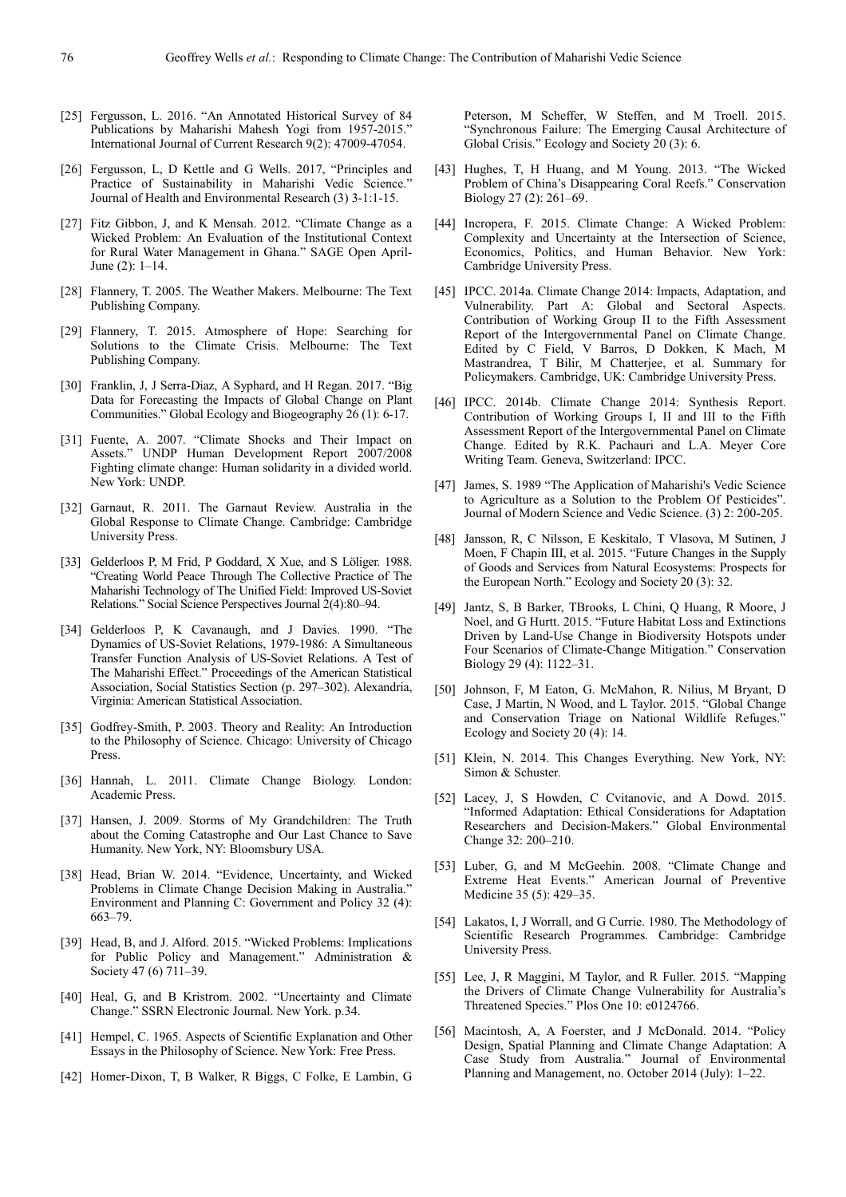[25] Fergusson, L. 2016. "An Annotated Historical Survey of 84 Publications by Maharishi Mahesh Yogi from 1957-2015." International Journal of Current Research 9(2): 47009-47054.

[26] Fergusson, L, D Kettle and G Wells. 2017, "Principles and Practice of Sustainability in Maharishi Vedic Science." Journal of Health and Environmental Research (3) 3-1:1-15.

[27] Fitz Gibbon, J, and K Mensah. 2012. "Climate Change as a Wicked Problem: An Evaluation of the Institutional Context for Rural Water Management in Ghana." SAGE Open April-June (2): 1–14.

[28] Flannery, T. 2005. The Weather Makers. Melbourne: The Text Publishing Company.

[29] Flannery, T. 2015. Atmosphere of Hope: Searching for Solutions to the Climate Crisis. Melbourne: The Text Publishing Company.

[30] Franklin, J, J Serra-Diaz, A Syphard, and H Regan. 2017. "Big Data for Forecasting the Impacts of Global Change on Plant Communities." Global Ecology and Biogeography 26 (1): 6-17.

[31] Fuente, A. 2007. "Climate Shocks and Their Impact on Assets." UNDP Human Development Report 2007/2008 Fighting climate change: Human solidarity in a divided world. New York: UNDP.

[32] Garnaut, R. 2011. The Garnaut Review. Australia in the Global Response to Climate Change. Cambridge: Cambridge University Press.

[33] Gelderloos P, M Frid, P Goddard, X Xue, and S Löliger. 1988. "Creating World Peace Through The Collective Practice of The Maharishi Technology of The Unified Field: Improved US-Soviet Relations." Social Science Perspectives Journal 2(4):80–94.

[34] Gelderloos P, K Cavanaugh, and J Davies. 1990. "The Dynamics of US-Soviet Relations, 1979-1986: A Simultaneous Transfer Function Analysis of US-Soviet Relations. A Test of The Maharishi Effect." Proceedings of the American Statistical Association, Social Statistics Section (p. 297–302). Alexandria, Virginia: American Statistical Association.

[35] Godfrey-Smith, P. 2003. Theory and Reality: An Introduction to the Philosophy of Science. Chicago: University of Chicago Press.

[36] Hannah, L. 2011. Climate Change Biology. London: Academic Press.

[37] Hansen, J. 2009. Storms of My Grandchildren: The Truth about the Coming Catastrophe and Our Last Chance to Save Humanity. New York, NY: Bloomsbury USA.

[38] Head, Brian W. 2014. "Evidence, Uncertainty, and Wicked Problems in Climate Change Decision Making in Australia." Environment and Planning C: Government and Policy 32 (4): 663–79.

[39] Head, B, and J. Alford. 2015. "Wicked Problems: Implications for Public Policy and Management." Administration & Society 47 (6) 711–39.

[40] Heal, G, and B Kristrom. 2002. "Uncertainty and Climate Change." SSRN Electronic Journal. New York. p.34.

[41] Hempel, C. 1965. Aspects of Scientific Explanation and Other Essays in the Philosophy of Science. New York: Free Press.

[42] Homer-Dixon, T, B Walker, R Biggs, C Folke, E Lambin, G Peterson, M Scheffer, W Steffen, and M Troell. 2015. "Synchronous Failure: The Emerging Causal Architecture of Global Crisis." Ecology and Society 20 (3): 6.

[43] Hughes, T, H Huang, and M Young. 2013. "The Wicked Problem of China's Disappearing Coral Reefs." Conservation Biology 27 (2): 261–69.

[44] Incropera, F. 2015. Climate Change: A Wicked Problem: Complexity and Uncertainty at the Intersection of Science, Economics, Politics, and Human Behavior. New York: Cambridge University Press.

[45] IPCC. 2014a. Climate Change 2014: Impacts, Adaptation, and Vulnerability. Part A: Global and Sectoral Aspects. Contribution of Working Group II to the Fifth Assessment Report of the Intergovernmental Panel on Climate Change. Edited by C Field, V Barros, D Dokken, K Mach, M Mastrandrea, T Bilir, M Chatterjee, et al. Summary for Policymakers. Cambridge, UK: Cambridge University Press.

[46] IPCC. 2014b. Climate Change 2014: Synthesis Report. Contribution of Working Groups I, II and III to the Fifth Assessment Report of the Intergovernmental Panel on Climate Change. Edited by R.K. Pachauri and L.A. Meyer Core Writing Team. Geneva, Switzerland: IPCC.

[47] James, S. 1989 "The Application of Maharishi's Vedic Science to Agriculture as a Solution to the Problem Of Pesticides". Journal of Modern Science and Vedic Science. (3) 2: 200-205.

[48] Jansson, R, C Nilsson, E Keskitalo, T Vlasova, M Sutinen, J Moen, F Chapin III, et al. 2015. "Future Changes in the Supply of Goods and Services from Natural Ecosystems: Prospects for the European North." Ecology and Society 20 (3): 32.

[49] Jantz, S, B Barker, TBrooks, L Chini, Q Huang, R Moore, J Noel, and G Hurtt. 2015. "Future Habitat Loss and Extinctions Driven by Land-Use Change in Biodiversity Hotspots under Four Scenarios of Climate-Change Mitigation." Conservation Biology 29 (4): 1122–31.

[50] Johnson, F, M Eaton, G. McMahon, R. Nilius, M Bryant, D Case, J Martin, N Wood, and L Taylor. 2015. "Global Change and Conservation Triage on National Wildlife Refuges." Ecology and Society 20 (4): 14.

[51] Klein, N. 2014. This Changes Everything. New York, NY: Simon & Schuster.

[52] Lacey, J, S Howden, C Cvitanovic, and A Dowd. 2015. "Informed Adaptation: Ethical Considerations for Adaptation Researchers and Decision-Makers." Global Environmental Change 32: 200–210.

[53] Luber, G, and M McGeehin. 2008. "Climate Change and Extreme Heat Events." American Journal of Preventive Medicine 35 (5): 429–35.

[54] Lakatos, I, J Worrall, and G Currie. 1980. The Methodology of Scientific Research Programmes. Cambridge: Cambridge University Press.

[55] Lee, J, R Maggini, M Taylor, and R Fuller. 2015. "Mapping the Drivers of Climate Change Vulnerability for Australia's Threatened Species." Plos One 10: e0124766.

[56] Macintosh, A, A Foerster, and J McDonald. 2014. "Policy Design, Spatial Planning and Climate Change Adaptation: A Case Study from Australia." Journal of Environmental Planning and Management, no. October 2014 (July): 1–22.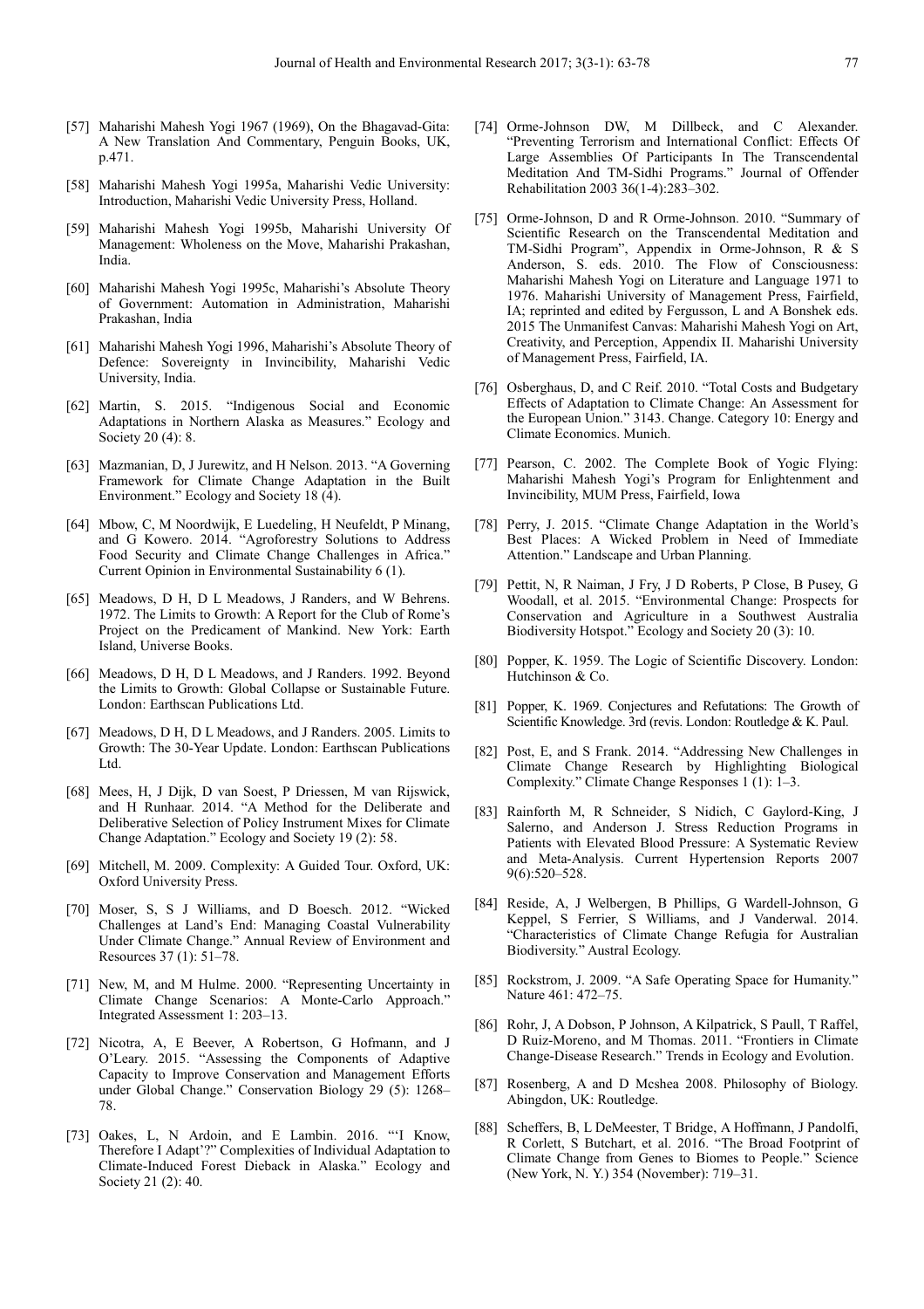[57] Maharishi Mahesh Yogi 1967 (1969), On the Bhagavad-Gita: A New Translation And Commentary, Penguin Books, UK, p.471.

[58] Maharishi Mahesh Yogi 1995a, Maharishi Vedic University: Introduction, Maharishi Vedic University Press, Holland.

[59] Maharishi Mahesh Yogi 1995b, Maharishi University Of Management: Wholeness on the Move, Maharishi Prakashan, India.

[60] Maharishi Mahesh Yogi 1995c, Maharishi's Absolute Theory of Government: Automation in Administration, Maharishi Prakashan, India

[61] Maharishi Mahesh Yogi 1996, Maharishi's Absolute Theory of Defence: Sovereignty in Invincibility, Maharishi Vedic University, India.

[62] Martin, S. 2015. "Indigenous Social and Economic Adaptations in Northern Alaska as Measures." Ecology and Society 20 (4): 8.

[63] Mazmanian, D, J Jurewitz, and H Nelson. 2013. "A Governing Framework for Climate Change Adaptation in the Built Environment." Ecology and Society 18 (4).

[64] Mbow, C, M Noordwijk, E Luedeling, H Neufeldt, P Minang, and G Kowero. 2014. "Agroforestry Solutions to Address Food Security and Climate Change Challenges in Africa." Current Opinion in Environmental Sustainability 6 (1).

[65] Meadows, D H, D L Meadows, J Randers, and W Behrens. 1972. The Limits to Growth: A Report for the Club of Rome's Project on the Predicament of Mankind. New York: Earth Island, Universe Books.

[66] Meadows, D H, D L Meadows, and J Randers. 1992. Beyond the Limits to Growth: Global Collapse or Sustainable Future. London: Earthscan Publications Ltd.

[67] Meadows, D H, D L Meadows, and J Randers. 2005. Limits to Growth: The 30-Year Update. London: Earthscan Publications Ltd.

[68] Mees, H, J Dijk, D van Soest, P Driessen, M van Rijswick, and H Runhaar. 2014. "A Method for the Deliberate and Deliberative Selection of Policy Instrument Mixes for Climate Change Adaptation." Ecology and Society 19 (2): 58.

[69] Mitchell, M. 2009. Complexity: A Guided Tour. Oxford, UK: Oxford University Press.

[70] Moser, S, S J Williams, and D Boesch. 2012. "Wicked Challenges at Land's End: Managing Coastal Vulnerability Under Climate Change." Annual Review of Environment and Resources 37 (1): 51–78.

[71] New, M, and M Hulme. 2000. "Representing Uncertainty in Climate Change Scenarios: A Monte-Carlo Approach." Integrated Assessment 1: 203–13.

[72] Nicotra, A, E Beever, A Robertson, G Hofmann, and J O'Leary. 2015. "Assessing the Components of Adaptive Capacity to Improve Conservation and Management Efforts under Global Change." Conservation Biology 29 (5): 1268–78.

[73] Oakes, L, N Ardoin, and E Lambin. 2016. "'I Know, Therefore I Adapt'?" Complexities of Individual Adaptation to Climate-Induced Forest Dieback in Alaska." Ecology and Society 21 (2): 40.

[74] Orme-Johnson DW, M Dillbeck, and C Alexander. "Preventing Terrorism and International Conflict: Effects Of Large Assemblies Of Participants In The Transcendental Meditation And TM-Sidhi Programs." Journal of Offender Rehabilitation 2003 36(1-4):283–302.

[75] Orme-Johnson, D and R Orme-Johnson. 2010. "Summary of Scientific Research on the Transcendental Meditation and TM-Sidhi Program", Appendix in Orme-Johnson, R & S Anderson, S. eds. 2010. The Flow of Consciousness: Maharishi Mahesh Yogi on Literature and Language 1971 to 1976. Maharishi University of Management Press, Fairfield, IA; reprinted and edited by Fergusson, L and A Bonshek eds. 2015 The Unmanifest Canvas: Maharishi Mahesh Yogi on Art, Creativity, and Perception, Appendix II. Maharishi University of Management Press, Fairfield, IA.

[76] Osberghaus, D, and C Reif. 2010. "Total Costs and Budgetary Effects of Adaptation to Climate Change: An Assessment for the European Union." 3143. Change. Category 10: Energy and Climate Economics. Munich.

[77] Pearson, C. 2002. The Complete Book of Yogic Flying: Maharishi Mahesh Yogi's Program for Enlightenment and Invincibility, MUM Press, Fairfield, Iowa

[78] Perry, J. 2015. "Climate Change Adaptation in the World's Best Places: A Wicked Problem in Need of Immediate Attention." Landscape and Urban Planning.

[79] Pettit, N, R Naiman, J Fry, J D Roberts, P Close, B Pusey, G Woodall, et al. 2015. "Environmental Change: Prospects for Conservation and Agriculture in a Southwest Australia Biodiversity Hotspot." Ecology and Society 20 (3): 10.

[80] Popper, K. 1959. The Logic of Scientific Discovery. London: Hutchinson & Co.

[81] Popper, K. 1969. Conjectures and Refutations: The Growth of Scientific Knowledge. 3rd (revis. London: Routledge & K. Paul.

[82] Post, E, and S Frank. 2014. "Addressing New Challenges in Climate Change Research by Highlighting Biological Complexity." Climate Change Responses 1 (1): 1–3.

[83] Rainforth M, R Schneider, S Nidich, C Gaylord-King, J Salerno, and Anderson J. Stress Reduction Programs in Patients with Elevated Blood Pressure: A Systematic Review and Meta-Analysis. Current Hypertension Reports 2007 9(6):520–528.

[84] Reside, A, J Welbergen, B Phillips, G Wardell-Johnson, G Keppel, S Ferrier, S Williams, and J Vanderwal. 2014. "Characteristics of Climate Change Refugia for Australian Biodiversity." Austral Ecology.

[85] Rockstrom, J. 2009. "A Safe Operating Space for Humanity." Nature 461: 472–75.

[86] Rohr, J, A Dobson, P Johnson, A Kilpatrick, S Paull, T Raffel, D Ruiz-Moreno, and M Thomas. 2011. "Frontiers in Climate Change-Disease Research." Trends in Ecology and Evolution.

[87] Rosenberg, A and D Mcshea 2008. Philosophy of Biology. Abingdon, UK: Routledge.

[88] Scheffers, B, L DeMeester, T Bridge, A Hoffmann, J Pandolfi, R Corlett, S Butchart, et al. 2016. "The Broad Footprint of Climate Change from Genes to Biomes to People." Science (New York, N. Y.) 354 (November): 719–31.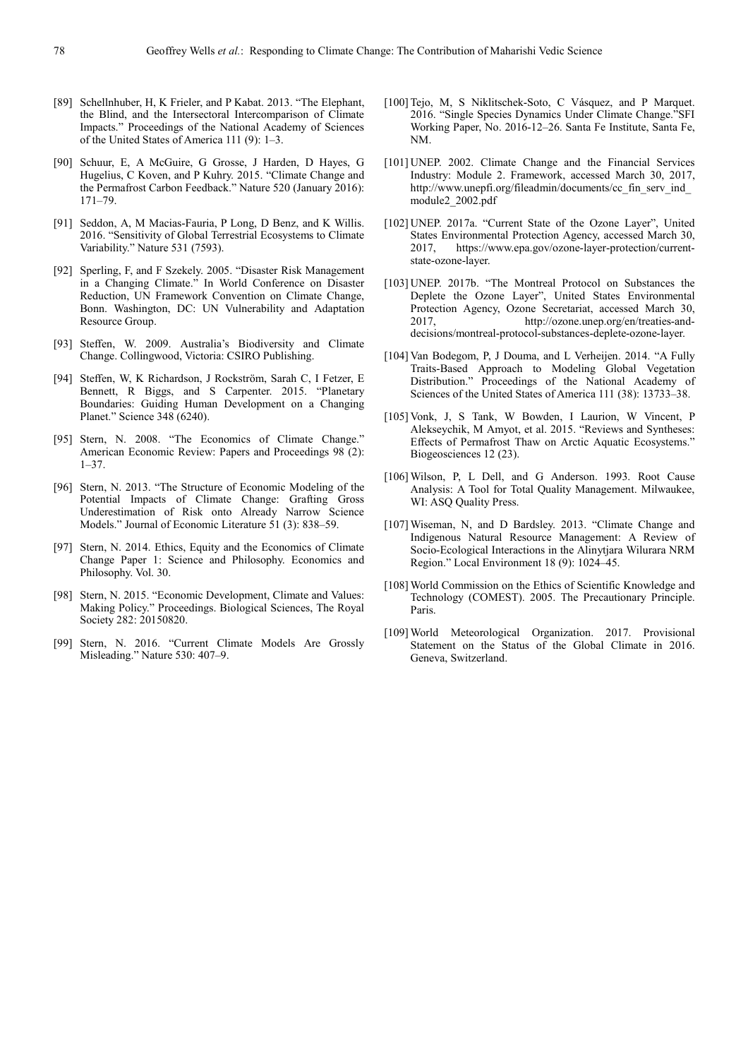[89] Schellnhuber, H, K Frieler, and P Kabat. 2013. "The Elephant, the Blind, and the Intersectoral Intercomparison of Climate Impacts." Proceedings of the National Academy of Sciences of the United States of America 111 (9): 1–3.

[90] Schuur, E, A McGuire, G Grosse, J Harden, D Hayes, G Hugelius, C Koven, and P Kuhry. 2015. "Climate Change and the Permafrost Carbon Feedback." Nature 520 (January 2016): 171–79.

[91] Seddon, A, M Macias-Fauria, P Long, D Benz, and K Willis. 2016. "Sensitivity of Global Terrestrial Ecosystems to Climate Variability." Nature 531 (7593).

[92] Sperling, F, and F Szekely. 2005. "Disaster Risk Management in a Changing Climate." In World Conference on Disaster Reduction, UN Framework Convention on Climate Change, Bonn. Washington, DC: UN Vulnerability and Adaptation Resource Group.

[93] Steffen, W. 2009. Australia's Biodiversity and Climate Change. Collingwood, Victoria: CSIRO Publishing.

[94] Steffen, W, K Richardson, J Rockström, Sarah C, I Fetzer, E Bennett, R Biggs, and S Carpenter. 2015. "Planetary Boundaries: Guiding Human Development on a Changing Planet." Science 348 (6240).

[95] Stern, N. 2008. "The Economics of Climate Change." American Economic Review: Papers and Proceedings 98 (2): 1–37.

[96] Stern, N. 2013. "The Structure of Economic Modeling of the Potential Impacts of Climate Change: Grafting Gross Underestimation of Risk onto Already Narrow Science Models." Journal of Economic Literature 51 (3): 838–59.

[97] Stern, N. 2014. Ethics, Equity and the Economics of Climate Change Paper 1: Science and Philosophy. Economics and Philosophy. Vol. 30.

[98] Stern, N. 2015. "Economic Development, Climate and Values: Making Policy." Proceedings. Biological Sciences, The Royal Society 282: 20150820.

[99] Stern, N. 2016. "Current Climate Models Are Grossly Misleading." Nature 530: 407–9.

[100] Tejo, M, S Niklitschek-Soto, C Vásquez, and P Marquet. 2016. "Single Species Dynamics Under Climate Change."SFI Working Paper, No. 2016-12–26. Santa Fe Institute, Santa Fe, NM.

[101] UNEP. 2002. Climate Change and the Financial Services Industry: Module 2. Framework, accessed March 30, 2017, http://www.unepfi.org/fileadmin/documents/cc_fin_serv_ind_module2_2002.pdf

[102] UNEP. 2017a. "Current State of the Ozone Layer", United States Environmental Protection Agency, accessed March 30, 2017, https://www.epa.gov/ozone-layer-protection/current-state-ozone-layer.

[103] UNEP. 2017b. "The Montreal Protocol on Substances the Deplete the Ozone Layer", United States Environmental Protection Agency, Ozone Secretariat, accessed March 30, 2017, http://ozone.unep.org/en/treaties-and-decisions/montreal-protocol-substances-deplete-ozone-layer.

[104] Van Bodegom, P, J Douma, and L Verheijen. 2014. "A Fully Traits-Based Approach to Modeling Global Vegetation Distribution." Proceedings of the National Academy of Sciences of the United States of America 111 (38): 13733–38.

[105] Vonk, J, S Tank, W Bowden, I Laurion, W Vincent, P Alekseychik, M Amyot, et al. 2015. "Reviews and Syntheses: Effects of Permafrost Thaw on Arctic Aquatic Ecosystems." Biogeosciences 12 (23).

[106] Wilson, P, L Dell, and G Anderson. 1993. Root Cause Analysis: A Tool for Total Quality Management. Milwaukee, WI: ASQ Quality Press.

[107] Wiseman, N, and D Bardsley. 2013. "Climate Change and Indigenous Natural Resource Management: A Review of Socio-Ecological Interactions in the Alinytjara Wilurara NRM Region." Local Environment 18 (9): 1024–45.

[108] World Commission on the Ethics of Scientific Knowledge and Technology (COMEST). 2005. The Precautionary Principle. Paris.

[109] World Meteorological Organization. 2017. Provisional Statement on the Status of the Global Climate in 2016. Geneva, Switzerland.